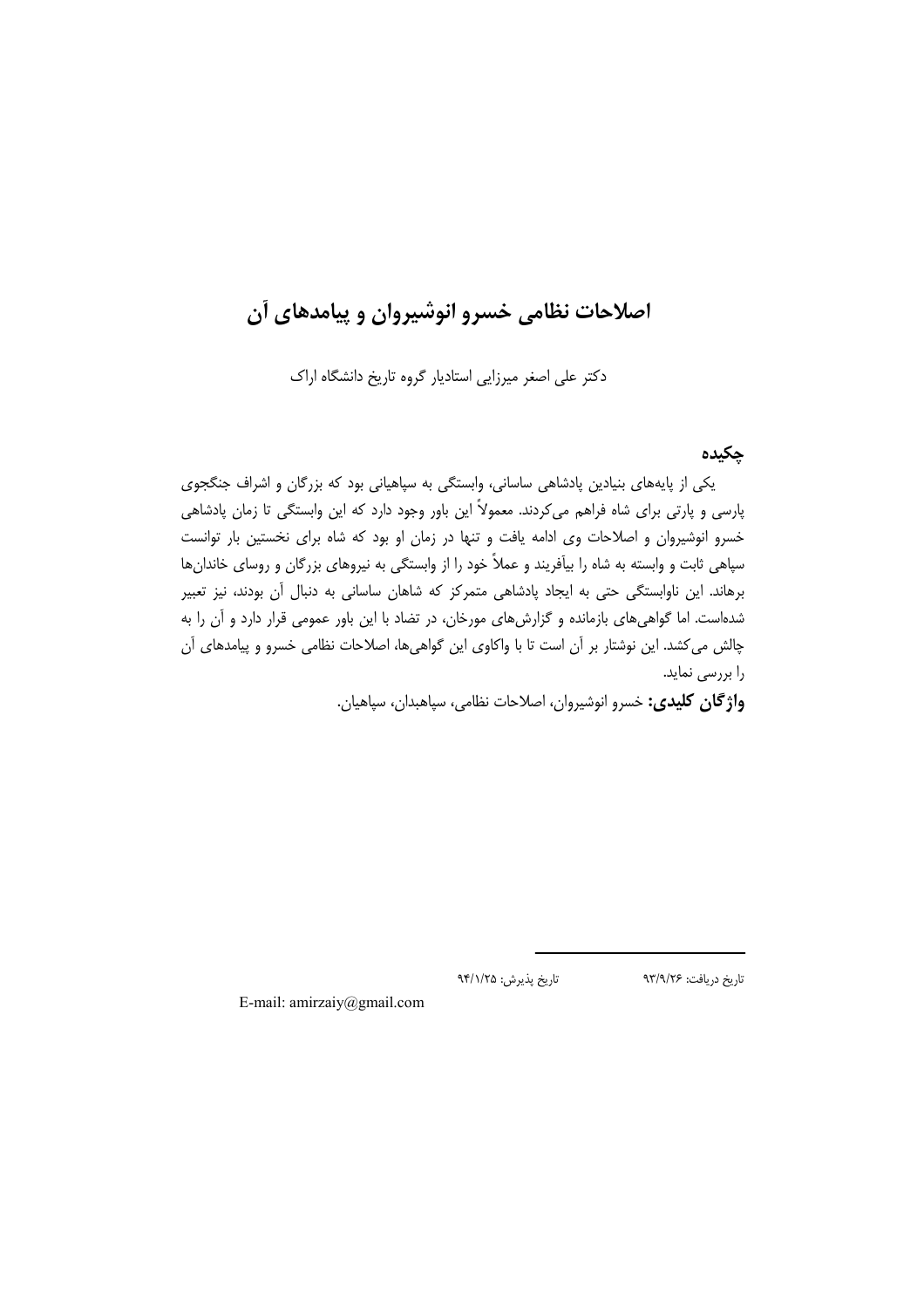# اصلاحات نظامی خسرو انوشیروان و پیامدهای آن

دکتر علی اصغر میرزایی استادیار گروه تاریخ دانشگاه اراک

## چکیده

یکی از پایه‌های بنیادین پادشاهی ساسانی، وابستگی به سپاهیانی بود که بزرگان و اشراف جنگجوی پارسی و پارتی برای شاه فراهم می‌کردند. معمولاً این باور وجود دارد که این وابستگی تا زمان پادشاهی خسرو انوشیروان و اصلاحات وی ادامه یافت و تنها در زمان او بود که شاه برای نخستین بار توانست سپاهی ثابت و وابسته به شاه را بیآفریند و عملاً خود را از وابستگی به نیروهای بزرگان و روسای خاندان‌ها برهاند. این ناوابستگی حتی به ایجاد پادشاهی متمرکز که شاهان ساسانی به دنبال آن بودند، نیز تعبیر شده‌است. اما گواهی‌های بازمانده و گزارش‌های مورخان، در تضاد با این باور عمومی قرار دارد و آن را به چالش می‌کشد. این نوشتار بر آن است تا با واکاوی این گواهی‌ها، اصلاحات نظامی خسرو و پیامدهای آن را بررسی نماید.

**واژگان کلیدی:** خسرو انوشیروان، اصلاحات نظامی، سپاهبدان، سپاهیان.

---

تاریخ دریافت: ۹۳/۹/۲۶ تاریخ پذیرش: ۹۴/۱/۲۵

E-mail: amirzaiy@gmail.com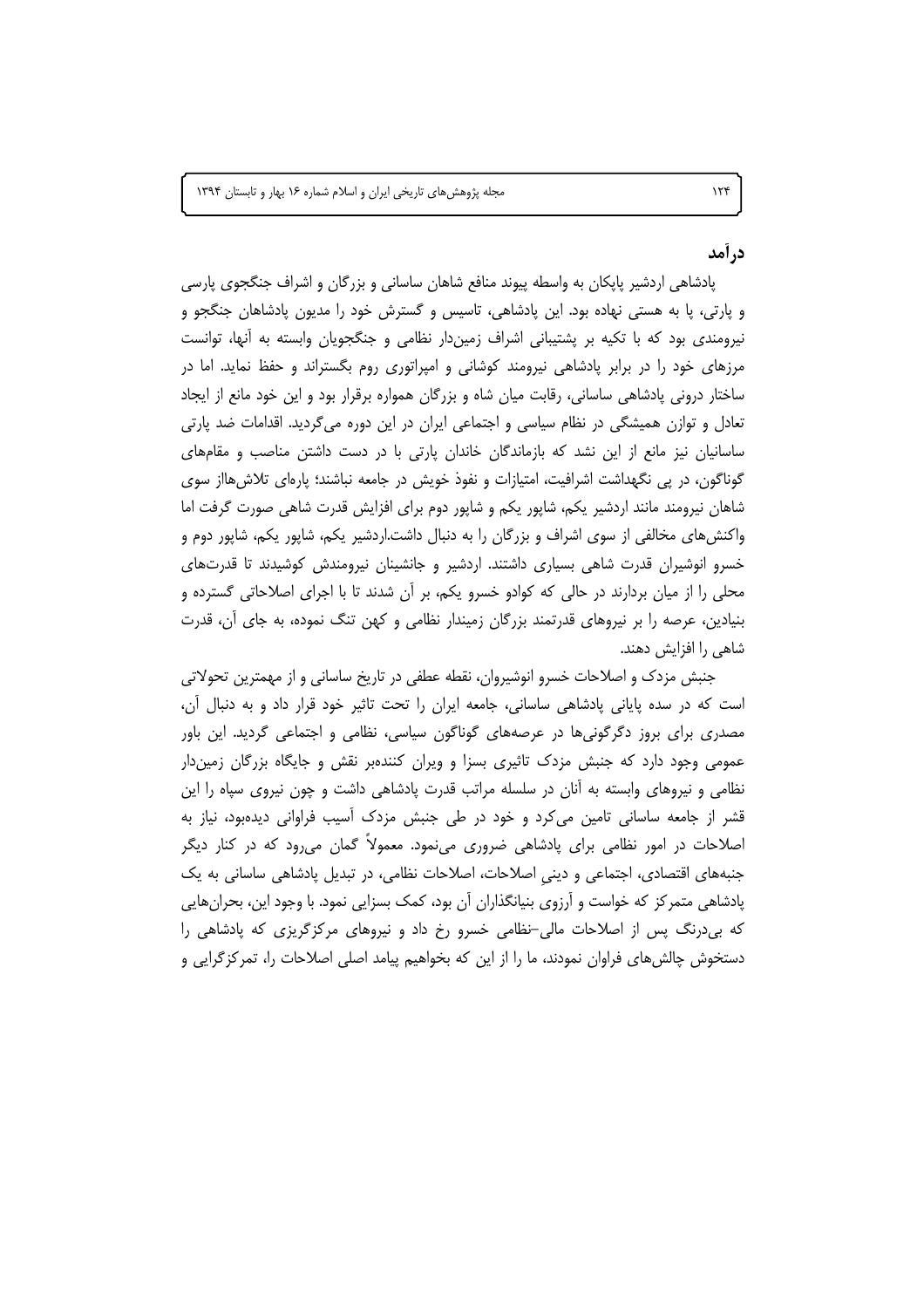## درآمد

پادشاهی اردشیر پاپکان به واسطه پیوند منافع شاهان ساسانی و بزرگان و اشراف جنگجوی پارسی و پارتی، پا به هستی نهاده بود. این پادشاهی، تاسیس و گسترش خود را مدیون پادشاهان جنگجو و نیرومندی بود که با تکیه بر پشتیبانی اشراف زمین‌دار نظامی و جنگجویان وابسته به آنها، توانست مرزهای خود را در برابر پادشاهی نیرومند کوشانی و امپراتوری روم بگستراند و حفظ نماید. اما در ساختار درونی پادشاهی ساسانی، رقابت میان شاه و بزرگان همواره برقرار بود و این خود مانع از ایجاد تعادل و توازن همیشگی در نظام سیاسی و اجتماعی ایران در این دوره می‌گردید. اقدامات ضد پارتی ساسانیان نیز مانع از این نشد که بازماندگان خاندان پارتی با در دست داشتن مناصب و مقام‌های گوناگون، در پی نگهداشت اشرافیت، امتیازات و نفوذ خویش در جامعه نباشند؛ پاره‌ای تلاش‌هااز سوی شاهان نیرومند مانند اردشیر یکم، شاپور یکم و شاپور دوم برای افزایش قدرت شاهی صورت گرفت اما واکنش‌های مخالفی از سوی اشراف و بزرگان را به دنبال داشت.اردشیر یکم، شاپور یکم، شاپور دوم و خسرو انوشیران قدرت شاهی بسیاری داشتند. اردشیر و جانشینان نیرومندش کوشیدند تا قدرت‌های محلی را از میان بردارند در حالی که کوادو خسرو یکم، بر آن شدند تا با اجرای اصلاحاتی گسترده و بنیادین، عرصه را بر نیروهای قدرتمند بزرگان زمیندار نظامی و کهن تنگ نموده، به جای آن، قدرت شاهی را افزایش دهند.

جنبش مزدک و اصلاحات خسرو انوشیروان، نقطه عطفی در تاریخ ساسانی و از مهمترین تحولاتی است که در سده پایانی پادشاهی ساسانی، جامعه ایران را تحت تاثیر خود قرار داد و به دنبال آن، مصدری برای بروز دگرگونی‌ها در عرصه‌های گوناگون سیاسی، نظامی و اجتماعی گردید. این باور عمومی وجود دارد که جنبش مزدک تاثیری بسزا و ویران کننده‌بر نقش و جایگاه بزرگان زمین‌دار نظامی و نیروهای وابسته به آنان در سلسله مراتب قدرت پادشاهی داشت و چون نیروی سپاه را این قشر از جامعه ساسانی تامین می‌کرد و خود در طی جنبش مزدک آسیب فراوانی دیده‌بود، نیاز به اصلاحات در امور نظامی برای پادشاهی ضروری می‌نمود. معمولاً گمان می‌رود که در کنار دیگر جنبه‌های اقتصادی، اجتماعی و دینیِ اصلاحات، اصلاحات نظامی، در تبدیل پادشاهی ساسانی به یک پادشاهی متمرکز که خواست و آرزوی بنیانگذاران آن بود، کمک بسزایی نمود. با وجود این، بحران‌هایی که بی‌درنگ پس از اصلاحات مالی–نظامی خسرو رخ داد و نیروهای مرکزگریزی که پادشاهی را دستخوش چالش‌های فراوان نمودند، ما را از این که بخواهیم پیامد اصلی اصلاحات را، تمرکزگرایی و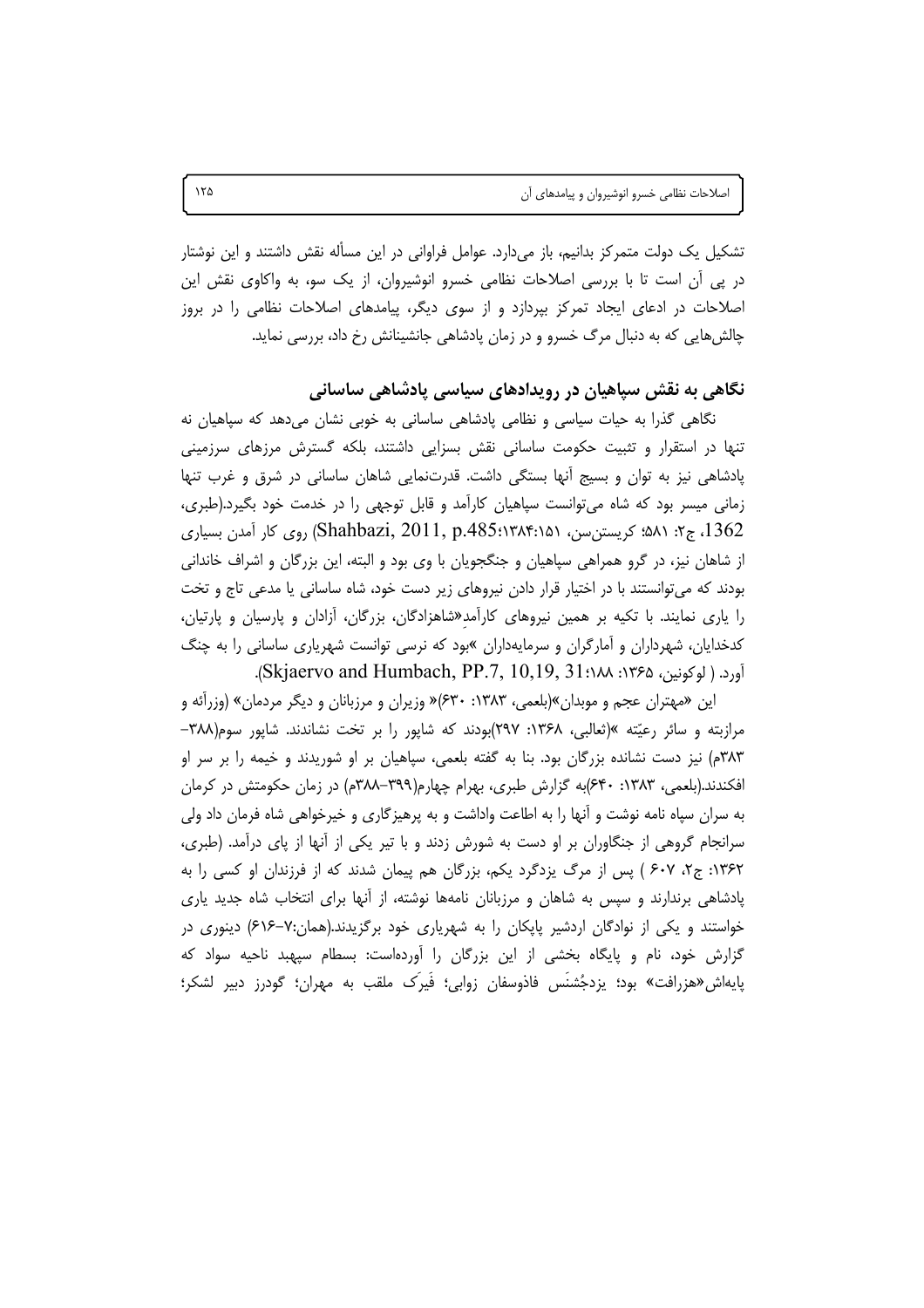تشکیل یک دولت متمرکز بدانیم، باز می‌دارد. عوامل فراوانی در این مسأله نقش داشتند و این نوشتار در پی آن است تا با بررسی اصلاحات نظامی خسرو انوشیروان، از یک سو، به واکاوی نقش این اصلاحات در ادعای ایجاد تمرکز بپردازد و از سوی دیگر، پیامدهای اصلاحات نظامی را در بروز چالش‌هایی که به دنبال مرگ خسرو و در زمان پادشاهی جانشینانش رخ داد، بررسی نماید.

## نگاهی به نقش سپاهیان در رویدادهای سیاسی پادشاهی ساسانی

نگاهی گذرا به حیات سیاسی و نظامی پادشاهی ساسانی به خوبی نشان می‌دهد که سپاهیان نه تنها در استقرار و تثبیت حکومت ساسانی نقش بسزایی داشتند، بلکه گسترش مرزهای سرزمینی پادشاهی نیز به توان و بسیج آنها بستگی داشت. قدرت‌نمایی شاهان ساسانی در شرق و غرب تنها زمانی میسر بود که شاه می‌توانست سپاهیان کارآمد و قابل توجهی را در خدمت خود بگیرد.(طبری، 1362، ج۲: ۵۸۱؛ کریستن‌سن، ۱۳۸۴:۱۵۱؛Shahbazi, 2011, p.485) روی کار آمدن بسیاری از شاهان نیز، در گرو همراهی سپاهیان و جنگجویان با وی بود و البته، این بزرگان و اشراف خاندانی بودند که می‌توانستند با در اختیار قرار دادن نیروهای زیر دست خود، شاه ساسانی یا مدعی تاج و تخت را یاری نمایند. با تکیه بر همین نیروهای کارآمدِ«شاهزادگان، بزرگان، آزادان و پارسیان و پارتیان، کدخدایان، شهرداران و آمارگران و سرمایه‌داران »بود که نرسی توانست شهریاری ساسانی را به چنگ آورد. ( لوکونین، ۱۳۶۵: ۱۸۸؛Skjaervo and Humbach, PP.7, 10,19, 31).

این «مهتران عجم و موبدان»(بلعمی، ۱۳۸۳: ۶۳۰)« وزیران و مرزبانان و دیگر مردمان» (وزرآئه و مرازبته و سائر رعیّته »(ثعالبی، ۱۳۶۸: ۲۹۷)بودند که شاپور را بر تخت نشاندند. شاپور سوم(۳۸۸-۳۸۳م) نیز دست نشانده بزرگان بود. بنا به گفته بلعمی، سپاهیان بر او شوریدند و خیمه را بر سر او افکندند.(بلعمی، ۱۳۸۳: ۶۴۰)به گزارش طبری، بهرام چهارم(۳۹۹-۳۸۸م) در زمان حکومتش در کرمان به سران سپاه نامه نوشت و آنها را به اطاعت واداشت و به پرهیزگاری و خیرخواهی شاه فرمان داد ولی سرانجام گروهی از جنگاوران بر او دست به شورش زدند و با تیر یکی از آنها از پای درآمد. (طبری، ۱۳۶۲: ج۲، ۶۰۷ ) پس از مرگ یزدگرد یکم، بزرگان هم پیمان شدند که از فرزندان او کسی را به پادشاهی برندارند و سپس به شاهان و مرزبانان نامه‌ها نوشته، از آنها برای انتخاب شاه جدید یاری خواستند و یکی از نوادگان اردشیر پاپکان را به شهریاری خود برگزیدند.(همان:۷-۶۱۶) دینوری در گزارش خود، نام و پایگاه بخشی از این بزرگان را آورده‌است: بسطام سپهبد ناحیه سواد که پایه‌اش«هزرافت» بود؛ یزدجُشنَس فاذوسفان زوابی؛ فَیرَک ملقب به مهران؛ گودرز دبیر لشکر؛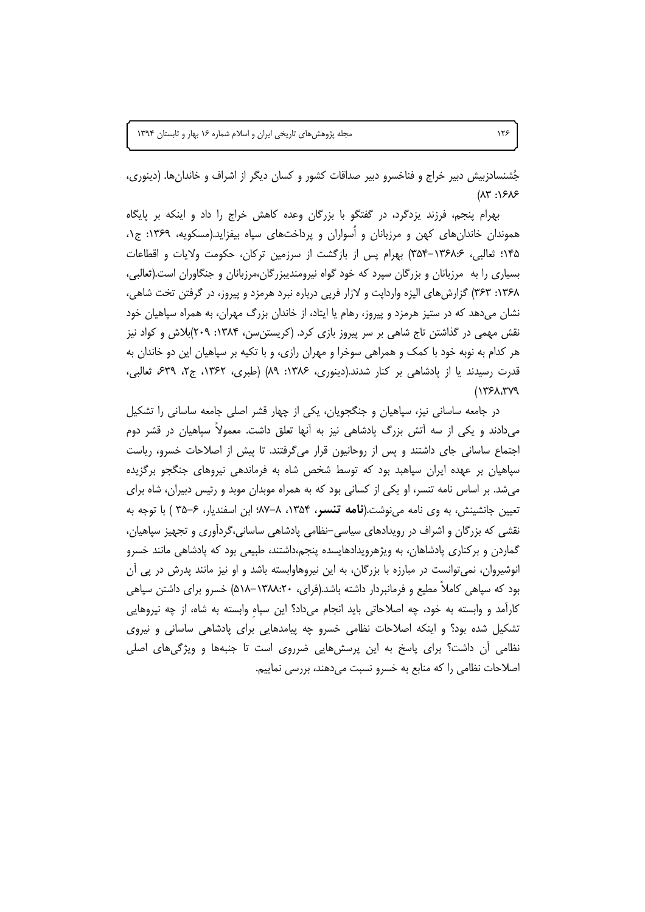جُشنسادزبیش دبیر خراج و فناخسرو دبیر صداقات کشور و کسان دیگر از اشراف و خاندان‌ها. (دینوری، ۱۶۸۶: ۸۳)

بهرام پنجم، فرزند یزدگرد، در گفتگو با بزرگان وعده کاهش خراج را داد و اینکه بر پایگاه هموندان خاندان‌های کهن و مرزبانان و اُسواران و پرداخت‌های سپاه بیفزاید.(مسکویه، ۱۳۶۹: ج۱، ۱۴۵؛ ثعالبی، ۱۳۶۸:۶–۳۵۴) بهرام پس از بازگشت از سرزمین ترکان، حکومت ولایات و اقطاعات بسیاری را به مرزبانان و بزرگان سپرد که خود گواه نیرومندیبزرگان،مرزبانان و جنگاوران است.(ثعالبی، ۱۳۶۸: ۳۶۳) گزارش‌های الیزه واردایت و لازار فرپی درباره نبرد هرمزد و پیروز، در گرفتن تخت شاهی، نشان می‌دهد که در ستیز هرمزد و پیروز، رهام یا ایتاد، از خاندان بزرگ مهران، به همراه سپاهیان خود نقش مهمی در گذاشتن تاج شاهی بر سر پیروز بازی کرد. (کریستن‌سن، ۱۳۸۴: ۲۰۹)بلاش و کواد نیز هر کدام به نوبه خود با کمک و همراهی سوخرا و مهران رازی، و با تکیه بر سپاهیان این دو خاندان به قدرت رسیدند یا از پادشاهی بر کنار شدند.(دینوری، ۱۳۸۶: ۸۹) (طبری، ۱۳۶۲، ج۲، ۶۳۹؛ ثعالبی، ۱۳۶۸،۳۷۹)

در جامعه ساسانی نیز، سپاهیان و جنگجویان، یکی از چهار قشر اصلی جامعه ساسانی را تشکیل می‌دادند و یکی از سه آتش بزرگ پادشاهی نیز به آنها تعلق داشت. معمولاً سپاهیان در قشر دوم اجتماع ساسانی جای داشتند و پس از روحانیون قرار می‌گرفتند. تا پیش از اصلاحات خسرو، ریاست سپاهیان بر عهده ایران سپاهبد بود که توسط شخص شاه به فرماندهی نیروهای جنگجو برگزیده می‌شد. بر اساس نامه تنسر، او یکی از کسانی بود که به همراه موبدان موبد و رئیس دبیران، شاه برای تعیین جانشینش، به وی نامه می‌نوشت.(**نامه تنسر**، ۱۳۵۴، ۸–۸۷؛ ابن اسفندیار، ۶–۳۵ ) با توجه به نقشی که بزرگان و اشراف در رویدادهای سیاسی–نظامی پادشاهی ساسانی،گردآوری و تجهیز سپاهیان، گماردن و برکناری پادشاهان، به ویژهرویدادهایسده پنجم،داشتند، طبیعی بود که پادشاهی مانند خسرو انوشیروان، نمی‌توانست در مبارزه با بزرگان، به این نیروهاوابسته باشد و او نیز مانند پدرش در پی آن بود که سپاهی کاملاً مطیع و فرمانبردار داشته باشد.(فرای، ۱۳۸۸:۲۰–۵۱۸) خسرو برای داشتن سپاهی کارآمد و وابسته به خود، چه اصلاحاتی باید انجام می‌داد؟ این سپاهِ وابسته به شاه، از چه نیروهایی تشکیل شده بود؟ و اینکه اصلاحات نظامی خسرو چه پیامدهایی برای پادشاهی ساسانی و نیروی نظامی آن داشت؟ برای پاسخ به این پرسش‌هایی ضرروی است تا جنبه‌ها و ویژگی‌های اصلی اصلاحات نظامی را که منابع به خسرو نسبت می‌دهند، بررسی نماییم.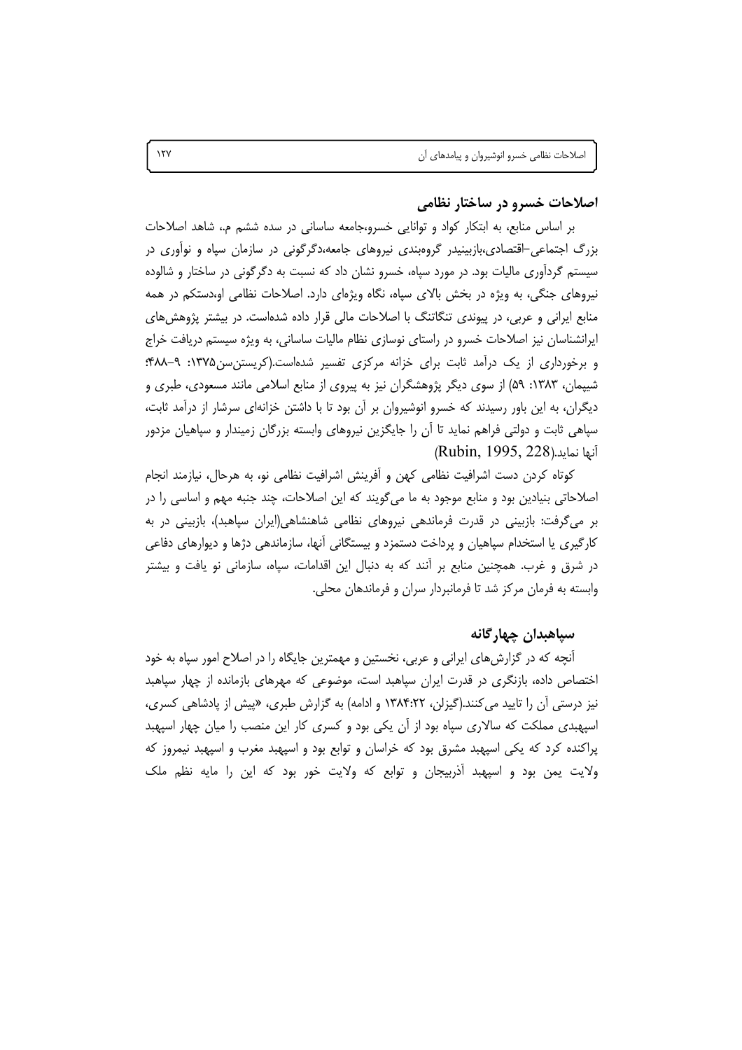## اصلاحات خسرو در ساختار نظامی

بر اساس منابع، به ابتکار کواد و توانایی خسرو،جامعه ساسانی در سده ششم م.، شاهد اصلاحات بزرگ اجتماعی–اقتصادی،بازبینیدر گروه‌بندی نیروهای جامعه،دگرگونی در سازمان سپاه و نوآوری در سیستم گردآوری مالیات بود. در مورد سپاه، خسرو نشان داد که نسبت به دگرگونی در ساختار و شالوده نیروهای جنگی، به ویژه در بخش بالای سپاه، نگاه ویژه‌ای دارد. اصلاحات نظامی او،دستکم در همه منابع ایرانی و عربی، در پیوندی تنگاتنگ با اصلاحات مالی قرار داده شده‌است. در بیشتر پژوهش‌های ایرانشناسان نیز اصلاحات خسرو در راستای نوسازی نظام مالیات ساسانی، به ویژه سیستم دریافت خراج و برخورداری از یک درآمد ثابت برای خزانه مرکزی تفسیر شده‌است.(کریستن‌سن۱۳۷۵: ۹–۴۸۸؛ شیپمان، ۱۳۸۳: ۵۹) از سوی دیگر پژوهشگران نیز به پیروی از منابع اسلامی مانند مسعودی، طبری و دیگران، به این باور رسیدند که خسرو انوشیروان بر آن بود تا با داشتن خزانه‌ای سرشار از درآمد ثابت، سپاهی ثابت و دولتی فراهم نماید تا آن را جایگزین نیروهای وابسته بزرگان زمیندار و سپاهیان مزدور آنها نماید.(Rubin, 1995, 228)

کوتاه کردن دست اشرافیت نظامی کهن و آفرینش اشرافیت نظامی نو، به هرحال، نیازمند انجام اصلاحاتی بنیادین بود و منابع موجود به ما می‌گویند که این اصلاحات، چند جنبه مهم و اساسی را در بر می‌گرفت: بازبینی در قدرت فرماندهی نیروهای نظامی شاهنشاهی(ایران سپاهبد)، بازبینی در به کارگیری یا استخدام سپاهیان و پرداخت دستمزد و بیستگانی آنها، سازماندهی دژها و دیوارهای دفاعی در شرق و غرب. همچنین منابع بر آنند که به دنبال این اقدامات، سپاه، سازمانی نو یافت و بیشتر وابسته به فرمان مرکز شد تا فرمانبردار سران و فرماندهان محلی.

## سپاهبدان چهارگانه

آنچه که در گزارش‌های ایرانی و عربی، نخستین و مهمترین جایگاه را در اصلاح امور سپاه به خود اختصاص داده، بازنگری در قدرت ایران سپاهبد است، موضوعی که مهرهای بازمانده از چهار سپاهبد نیز درستی آن را تایید می‌کنند.(گیزلن، ۱۳۸۴:۲۲ و ادامه) به گزارش طبری، «پیش از پادشاهی کسری، اسپهبدی مملکت که سالاری سپاه بود از آن یکی بود و کسری کار این منصب را میان چهار اسپهبد پراکنده کرد که یکی اسپهبد مشرق بود که خراسان و توابع بود و اسپهبد مغرب و اسپهبد نیمروز که ولایت یمن بود و اسپهبد آذربیجان و توابع که ولایت خور بود که این را مایه نظم ملک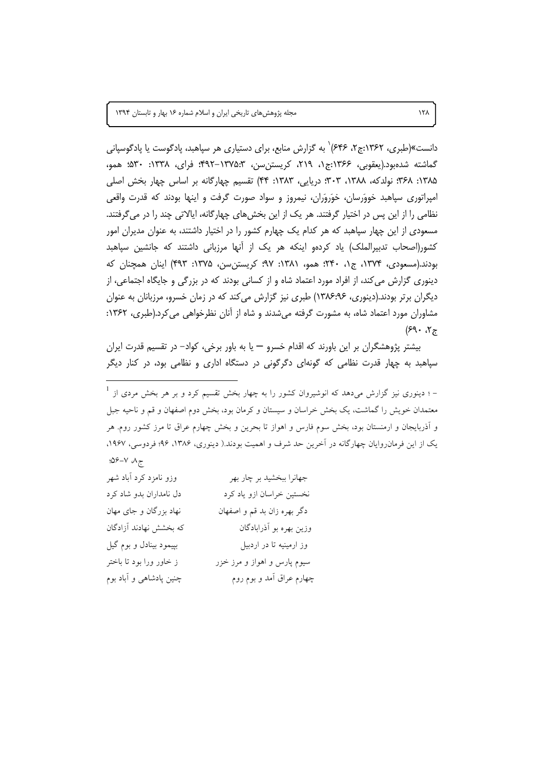دانست»(طبری، ۱۳۶۲:ج۲، ۶۴۶)[1] به گزارش منابع، برای دستیاری هر سپاهبد، پادگوست یا پادگوسپانی گماشته شده‌بود.(یعقوبی، ۱۳۶۶:ج۱، ۲۱۹، کریستن‌سن، ۱۳۷۵:۳-۴۹۲؛ فرای، ۱۳۳۸: ۵۳۰؛ همو، ۱۳۸۵: ۳۶۸؛ نولدکه، ۱۳۸۸، ۳۰۳؛ دریایی، ۱۳۸۳: ۴۴) تقسیم چهارگانه بر اساس چهار بخش اصلی امپراتوری سپاهبد خوورَسان، خوَروَران، نیمروز و سواد صورت گرفت و اینها بودند که قدرت واقعی نظامی را از این پس در اختیار گرفتند. هر یک از این بخش‌های چهارگانه، ایالاتی چند را در می‌گرفتند. مسعودی از این چهار سپاهبد که هر کدام یک چهارم کشور را در اختیار داشتند، به عنوان مدیران امور کشور(اصحاب تدبیرالملک) یاد کرده‌و اینکه هر یک از آنها مرزبانی داشتند که جانشین سپاهبد بودند.(مسعودی، ۱۳۷۴، ج۱، ۲۴۰؛ همو، ۱۳۸۱: ۹۷؛ کریستن‌سن، ۱۳۷۵: ۴۹۳) اینان همچنان که دینوری گزارش می‌کند، از افراد مورد اعتماد شاه و از کسانی بودند که در بزرگی و جایگاه اجتماعی، از دیگران برتر بودند.(دینوری، ۱۳۸۶:۹۶) طبری نیز گزارش می‌کند که در زمان خسرو، مرزبانان به عنوان مشاوران مورد اعتماد شاه، به مشورت گرفته می‌شدند و شاه از آنان نظرخواهی می‌کرد.(طبری، ۱۳۶۲: ج۲، ۶۹۰)

بیشتر پژوهشگران بر این باورند که اقدام خسرو — یا به باور برخی، کواد- در تقسیم قدرت ایران سپاهبد به چهار قدرت نظامی که گونه‌ای دگرگونی در دستگاه اداری و نظامی بود، در کنار دیگر

---

[1] - ؛ دینوری نیز گزارش می‌دهد که انوشیروان کشور را به چهار بخش تقسیم کرد و بر هر بخش مردی از معتمدان خویش را گماشت، یک بخش خراسان و سیستان و کرمان بود، بخش دوم اصفهان و قم و ناحیه جبل و آذربایجان و ارمنستان بود، بخش سوم فارس و اهواز تا بحرین و بخش چهارم عراق تا مرز کشور روم. هر یک از این فرمان‌روایان چهارگانه در آخرین حد شرف و اهمیت بودند.( دینوری، ۱۳۸۶، ۹۶؛ فردوسی، ۱۹۶۷، ج۸، ۷-۵۶؛

| | |
|---|---|
| جهانرا ببخشید بر چار بهر | وزو نامزد کرد آباد شهر |
| نخستین خراسان ازو یاد کرد | دل نامداران بدو شاد کرد |
| دگر بهره زان بد قم و اصفهان | نهاد بزرگان و جای مهان |
| وزین بهره بو آذرابادگان | که بخشش نهادند آزادگان |
| وز ارمینیه تا در اردبیل | بپیمود بینادل و بوم گیل |
| سیوم پارس و اهواز و مرز خزر | ز خاور ورا بود تا باختر |
| چهارم عراق آمد و بوم روم | چنین پادشاهی و آباد بوم |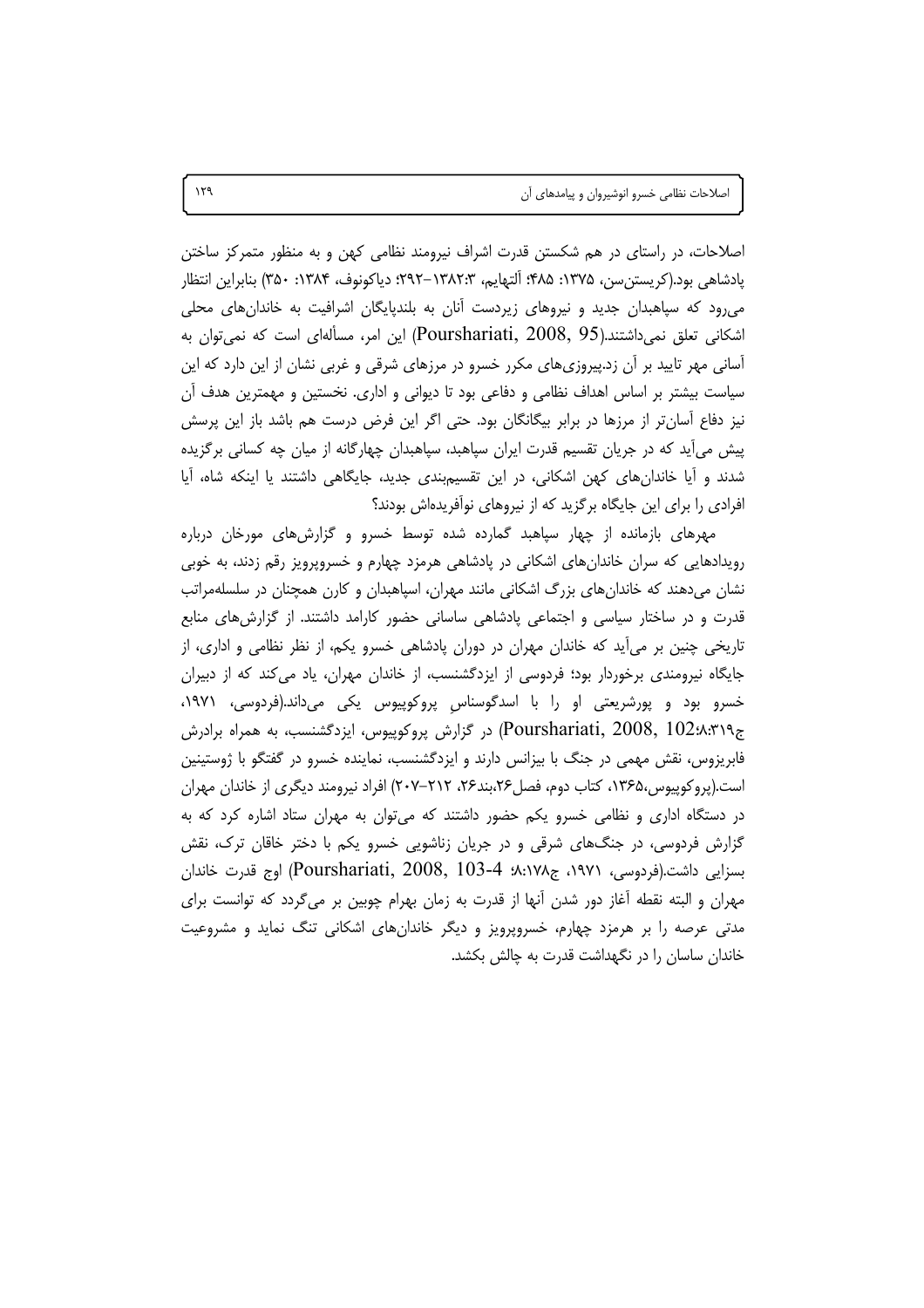اصلاحات، در راستای در هم شکستن قدرت اشراف نیرومند نظامی کهن و به منظور متمرکز ساختن پادشاهی بود.(کریستن‌سن، ۱۳۷۵: ۴۸۵؛ آلتهایم، ۱۳۸۲:۳–۲۹۲؛ دیاکونوف، ۱۳۸۴: ۳۵۰) بنابراین انتظار می‌رود که سپاهبدان جدید و نیروهای زیردست آنان به بلندپایگان اشرافیت به خاندان‌های محلی اشکانی تعلق نمی‌داشتند.(Pourshariati, 2008, 95) این امر، مسأله‌ای است که نمی‌توان به آسانی مهر تایید بر آن زد.پیروزی‌های مکرر خسرو در مرزهای شرقی و غربی نشان از این دارد که این سیاست بیشتر بر اساس اهداف نظامی و دفاعی بود تا دیوانی و اداری. نخستین و مهمترین هدف آن نیز دفاع آسان‌تر از مرزها در برابر بیگانگان بود. حتی اگر این فرض درست هم باشد باز این پرسش پیش می‌آید که در جریان تقسیم قدرت ایران سپاهبد، سپاهبدان چهارگانه از میان چه کسانی برگزیده شدند و آیا خاندان‌های کهن اشکانی، در این تقسیم‌بندی جدید، جایگاهی داشتند یا اینکه شاه، آیا افرادی را برای این جایگاه برگزید که از نیروهای نوآفریده‌اش بودند؟

مهرهای بازمانده از چهار سپاهبد گمارده شده توسط خسرو و گزارش‌های مورخان درباره رویدادهایی که سران خاندان‌های اشکانی در پادشاهی هرمزد چهارم و خسروپرویز رقم زدند، به خوبی نشان می‌دهند که خاندان‌های بزرگ اشکانی مانند مهران، اسپاهبدان و کارن همچنان در سلسله‌مراتب قدرت و در ساختار سیاسی و اجتماعی پادشاهی ساسانی حضور کارامد داشتند. از گزارش‌های منابع تاریخی چنین بر می‌آید که خاندان مهران در دوران پادشاهی خسرو یکم، از نظر نظامی و اداری، از جایگاه نیرومندی برخوردار بود؛ فردوسی از ایزدگشنسب، از خاندان مهران، یاد می‌کند که از دبیران خسرو بود و پورشریعتی او را با اسدگوسناس پروکوپیوس یکی می‌داند.(فردوسی، ۱۹۷۱، ج۸:۳۱۹؛ Pourshariati, 2008, 102) در گزارش پروکوپیوس، ایزدگشنسب، به همراه برادرش فابریزوس، نقش مهمی در جنگ با بیزانس دارند و ایزدگشنسب، نماینده خسرو در گفتگو با ژوستینین است.(پروکوپیوس،۱۳۶۵، کتاب دوم، فصل۲۶،بند۲۶، ۲۱۲–۲۰۷) افراد نیرومند دیگری از خاندان مهران در دستگاه اداری و نظامی خسرو یکم حضور داشتند که می‌توان به مهران ستاد اشاره کرد که به گزارش فردوسی، در جنگ‌های شرقی و در جریان زناشویی خسرو یکم با دختر خاقان ترک، نقش بسزایی داشت.(فردوسی، ۱۹۷۱، ج۸:۱۷۸؛ Pourshariati, 2008, 103-4) اوج قدرت خاندان مهران و البته نقطه آغاز دور شدن آنها از قدرت به زمان بهرام چوبین بر می‌گردد که توانست برای مدتی عرصه را بر هرمزد چهارم، خسروپرویز و دیگر خاندان‌های اشکانی تنگ نماید و مشروعیت خاندان ساسان را در نگهداشت قدرت به چالش بکشد.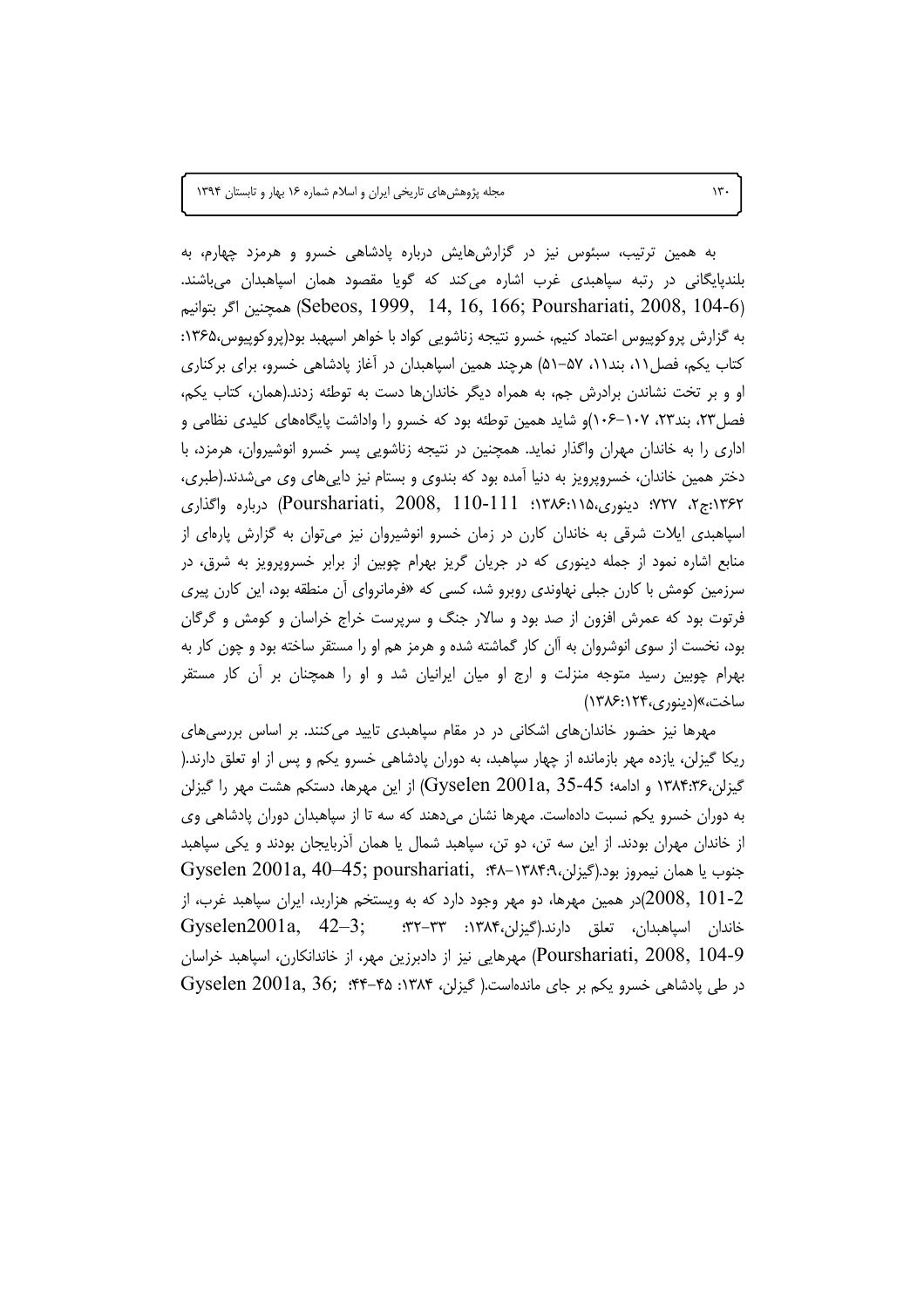به همین ترتیب، سبئوس نیز در گزارش‌هایش درباره پادشاهی خسرو و هرمزد چهارم، به بلندپایگانی در رتبه سپاهبدی غرب اشاره می‌کند که گویا مقصود همان اسپاهبدان می‌باشند. (Sebeos, 1999, 14, 16, 166; Pourshariati, 2008, 104-6) همچنین اگر بتوانیم به گزارش پروکوپیوس اعتماد کنیم، خسرو نتیجه زناشویی کواد با خواهر اسپهبد بود(پروکوپیوس،۱۳۶۵: کتاب یکم، فصل۱۱، بند۱۱، ۵۷–۵۱) هرچند همین اسپاهبدان در آغاز پادشاهی خسرو، برای برکناری او و بر تخت نشاندن برادرش جم، به همراه دیگر خاندان‌ها دست به توطئه زدند.(همان، کتاب یکم، فصل۲۳، بند۲۳، ۱۰۷–۱۰۶)و شاید همین توطئه بود که خسرو را واداشت پایگاه‌های کلیدی نظامی و اداری را به خاندان مهران واگذار نماید. همچنین در نتیجه زناشویی پسر خسرو انوشیروان، هرمزد، با دختر همین خاندان، خسروپرویز به دنیا آمده بود که بندوی و بستام نیز دایی‌های وی می‌شدند.(طبری، ۱۳۶۲:ج۲، ۷۲۷؛ دینوری،۱۱۵:۱۳۸۶؛ Poursharíati, 2008, 110-111) درباره واگذاری اسپاهبدی ایالات شرقی به خاندان کارن در زمان خسرو انوشیروان نیز می‌توان به گزارش پاره‌ای از منابع اشاره نمود از جمله دینوری که در جریان گریز بهرام چوبین از برابر خسروپرویز به شرق، در سرزمین کومش با کارن جبلی نهاوندی روبرو شد، کسی که «فرمانروای آن منطقه بود، این کارن پیری فرتوت بود که عمرش افزون از صد بود و سالار جنگ و سرپرست خراج خراسان و کومش و گرگان بود، نخست از سوی انوشروان به آن کار گماشته شده و هرمز هم او را مستقر ساخته بود و چون کار به بهرام چوبین رسید متوجه منزلت و ارج او میان ایرانیان شد و او را همچنان بر آن کار مستقر ساخت،»(دینوری،۱۲۴:۱۳۸۶)

مهرها نیز حضور خاندان‌های اشکانی در مقام سپاهبدی تایید می‌کنند. بر اساس بررسی‌های ریکا گیزلن، یازده مهر بازمانده از چهار سپاهبد، به دوران پادشاهی خسرو یکم و پس از او تعلق دارند.( گیزلن،۳۶:۱۳۸۴ و ادامه؛ Gyselen 2001a, 35-45) از این مهرها، دستکم هشت مهر را گیزلن به دوران خسرو یکم نسبت داده‌است. مهرها نشان می‌دهند که سه تا از سپاهبدان دوران پادشاهی وی از خاندان مهران بودند. از این سه تن، دو تن، سپاهبد شمال یا همان آذربایجان بودند و یکی سپاهبد جنوب یا همان نیمروز بود.(گیزلن،۹:۱۳۸۴–۴۸؛ Gyselen 2001a, 40–45; poursharíati, 2008, 101-2)در همین مهرها، دو مهر وجود دارد که به ویستخم هزاربد، ایران سپاهبد غرب، از خاندان اسپاهبدان، تعلق دارند.(گیزلن،۱۳۸۴: ۳۳–۳۲؛ Gyselen2001a, 42–3; Pourshariati, 2008, 104-9) مهرهایی نیز از دادبرزین مهر، از خاندانکارن، اسپاهبد خراسان در طی پادشاهی خسرو یکم بر جای مانده‌است.( گیزلن، ۱۳۸۴: ۴۵–۴۴؛ Gyselen 2001a, 36;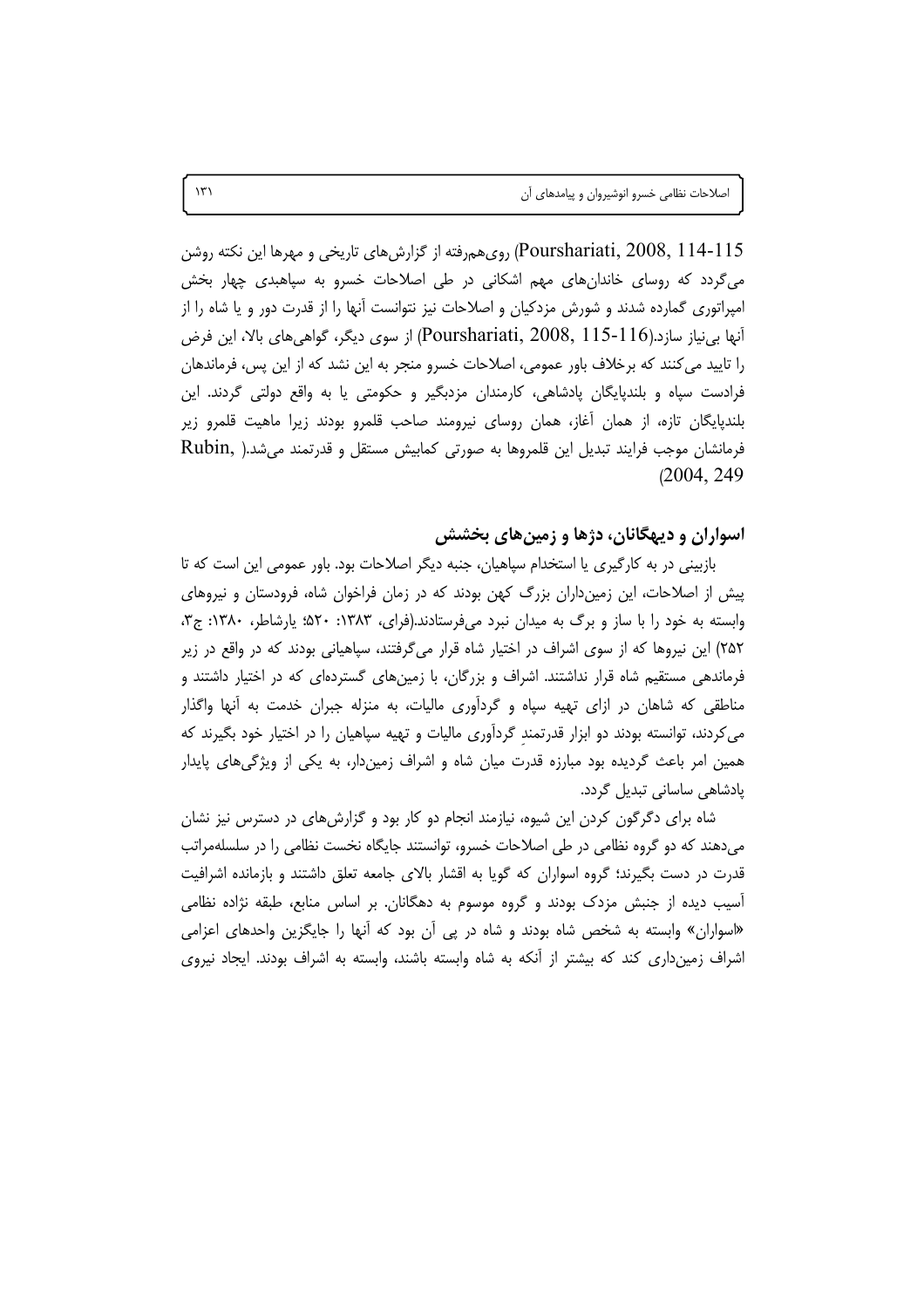Pourshariati, 2008, 114-115) روی‌هم‌رفته از گزارش‌های تاریخی و مهرها این نکته روشن می‌گردد که روسای خاندان‌های مهم اشکانی در طی اصلاحات خسرو به سپاهبدی چهار بخش امپراتوری گمارده شدند و شورش مزدکیان و اصلاحات نیز نتوانست آنها را از قدرت دور و یا شاه را از آنها بی‌نیاز سازد.(Pourshariati, 2008, 115-116) از سوی دیگر، گواهی‌های بالا، این فرض را تایید می‌کنند که برخلاف باور عمومی، اصلاحات خسرو منجر به این نشد که از این پس، فرماندهان فرادست سپاه و بلندپایگان پادشاهی، کارمندان مزدبگیر و حکومتی یا به واقع دولتی گردند. این بلندپایگان تازه، از همان آغاز، همان روسای نیرومند صاحب قلمرو بودند زیرا ماهیت قلمرو زیر فرمانشان موجب فرایند تبدیل این قلمروها به صورتی کمابیش مستقل و قدرتمند می‌شد.( Rubin, 2004, 249)

## اسواران و دیهگانان، دژها و زمین‌های بخشش

بازبینی در به کارگیری یا استخدام سپاهیان، جنبه دیگر اصلاحات بود. باور عمومی این است که تا پیش از اصلاحات، این زمین‌داران بزرگ کهن بودند که در زمان فراخوان شاه، فرودستان و نیروهای وابسته به خود را با ساز و برگ به میدان نبرد می‌فرستادند.(فرای، ۱۳۸۳: ۵۲۰؛ یارشاطر، ۱۳۸۰: ج۳، ۲۵۲) این نیروها که از سوی اشراف در اختیار شاه قرار می‌گرفتند، سپاهیانی بودند که در واقع در زیر فرماندهی مستقیم شاه قرار نداشتند. اشراف و بزرگان، با زمین‌های گسترده‌ای که در اختیار داشتند و مناطقی که شاهان در ازای تهیه سپاه و گردآوری مالیات، به منزله جبران خدمت به آنها واگذار می‌کردند، توانسته بودند دو ابزار قدرتمندِ گردآوری مالیات و تهیه سپاهیان را در اختیار خود بگیرند که همین امر باعث گردیده بود مبارزه قدرت میان شاه و اشراف زمین‌دار، به یکی از ویژگی‌های پایدار پادشاهی ساسانی تبدیل گردد.

شاه برای دگرگون کردن این شیوه، نیازمند انجام دو کار بود و گزارش‌های در دسترس نیز نشان می‌دهند که دو گروه نظامی در طی اصلاحات خسرو، توانستند جایگاه نخست نظامی را در سلسله‌مراتب قدرت در دست بگیرند؛ گروه اسواران که گویا به اقشار بالای جامعه تعلق داشتند و بازمانده اشرافیت آسیب دیده از جنبش مزدک بودند و گروه موسوم به دهگانان. بر اساس منابع، طبقه نژاده نظامی «اسواران» وابسته به شخص شاه بودند و شاه در پی آن بود که آنها را جایگزین واحدهای اعزامی اشراف زمین‌داری کند که بیشتر از آنکه به شاه وابسته باشند، وابسته به اشراف بودند. ایجاد نیروی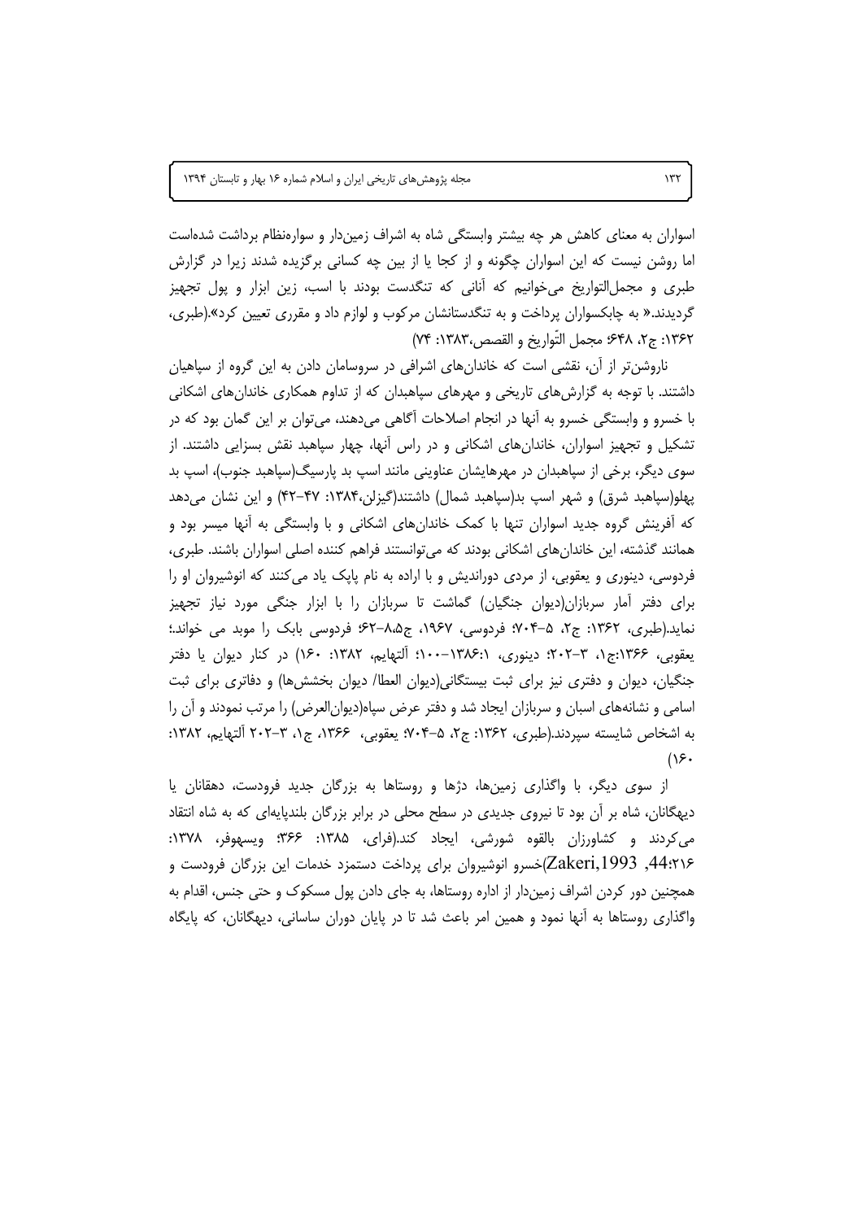اسواران به معنای کاهش هر چه بیشتر وابستگی شاه به اشراف زمین‌دار و سواره‌نظام برداشت شده‌است اما روشن نیست که این اسواران چگونه و از کجا یا از بین چه کسانی برگزیده شدند زیرا در گزارش طبری و مجمل‌التواریخ می‌خوانیم که آنانی که تنگدست بودند با اسب، زین ابزار و پول تجهیز گردیدند.« به چابکسواران پرداخت و به تنگدستانشان مرکوب و لوازم داد و مقرری تعیین کرد».(طبری، ۱۳۶۲: ج۲، ۶۴۸؛ مجمل التّواریخ و القصص،۱۳۸۳: ۷۴)

ناروشن‌تر از آن، نقشی است که خاندان‌های اشرافی در سروسامان دادن به این گروه از سپاهیان داشتند. با توجه به گزارش‌های تاریخی و مهرهای سپاهبدان که از تداوم همکاری خاندان‌های اشکانی با خسرو و وابستگی خسرو به آنها در انجام اصلاحات آگاهی می‌دهند، می‌توان بر این گمان بود که در تشکیل و تجهیز اسواران، خاندان‌های اشکانی و در راس آنها، چهار سپاهبد نقش بسزایی داشتند. از سوی دیگر، برخی از سپاهبدان در مهرهایشان عناوینی مانند اسپ بد پارسیگ(سپاهبد جنوب)، اسپ بد پهلو(سپاهبد شرق) و شهر اسپ بد(سپاهبد شمال) داشتند(گیزلن،۱۳۸۴: ۴۷-۴۲) و این نشان می‌دهد که آفرینش گروه جدید اسواران تنها با کمک خاندان‌های اشکانی و با وابستگی به آنها میسر بود و همانند گذشته، این خاندان‌های اشکانی بودند که می‌توانستند فراهم کننده اصلی اسواران باشند. طبری، فردوسی، دینوری و یعقوبی، از مردی دوراندیش و با اراده به نام پاپک یاد می‌کنند که انوشیروان او را برای دفتر آمار سربازان(دیوان جنگیان) گماشت تا سربازان را با ابزار جنگی مورد نیاز تجهیز نماید.(طبری، ۱۳۶۲: ج۲، ۵-۷۰۴؛ فردوسی، ۱۹۶۷، ج۸،۵-۶۲؛ فردوسی بابک را موبد می خواند.؛ یعقوبی، ۱۳۶۶:ج۱، ۳-۲۰۲؛ دینوری، ۱۳۸۶:۱-۱۰۰؛ آلتهایم، ۱۳۸۲: ۱۶۰) در کنار دیوان یا دفتر جنگیان، دیوان و دفتری نیز برای ثبت بیستگانی(دیوان العطا/ دیوان بخشش‌ها) و دفاتری برای ثبت اسامی و نشانه‌های اسبان و سربازان ایجاد شد و دفتر عرض سپاه(دیوان‌العرض) را مرتب نمودند و آن را به اشخاص شایسته سپردند.(طبری، ۱۳۶۲: ج۲، ۵-۷۰۴؛ یعقوبی، ۱۳۶۶، ج۱، ۳-۲۰۲ آلتهایم، ۱۳۸۲: ۱۶۰)

از سوی دیگر، با واگذاری زمین‌ها، دژها و روستاها به بزرگان جدید فرودست، دهقانان یا دیهگانان، شاه بر آن بود تا نیروی جدیدی در سطح محلی در برابر بزرگان بلندپایه‌ای که به شاه انتقاد می‌کردند و کشاورزان بالقوه شورشی، ایجاد کند.(فرای، ۱۳۸۵: ۳۶۶؛ ویسهوفر، ۱۳۷۸: ۲۱۶؛Zakeri,1993 ,44)خسرو انوشیروان برای پرداخت دستمزد خدمات این بزرگان فرودست و همچنین دور کردن اشراف زمین‌دار از اداره روستاها، به جای دادن پول مسکوک و حتی جنس، اقدام به واگذاری روستاها به آنها نمود و همین امر باعث شد تا در پایان دوران ساسانی، دیهگانان، که پایگاه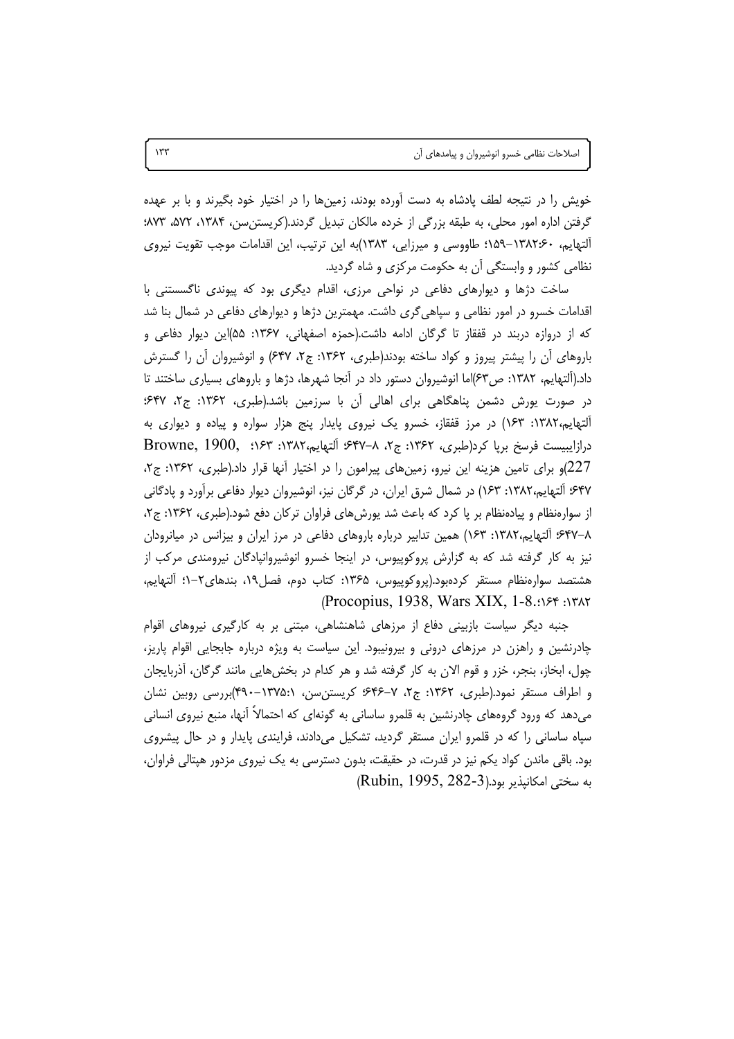خویش را در نتیجه لطف پادشاه به دست آورده بودند، زمین‌ها را در اختیار خود بگیرند و با بر عهده گرفتن اداره امور محلی، به طبقه بزرگی از خرده مالکان تبدیل گردند.(کریستن‌سن، ۱۳۸۴، ۵۷۲، ۸۷۳؛ آلتهایم، ۱۳۸۲:۶۰–۱۵۹؛ طاووسی و میرزایی، ۱۳۸۳)به این ترتیب، این اقدامات موجب تقویت نیروی نظامی کشور و وابستگی آن به حکومت مرکزی و شاه گردید.

ساخت دژها و دیوارهای دفاعی در نواحی مرزی، اقدام دیگری بود که پیوندی ناگسستنی با اقدامات خسرو در امور نظامی و سپاهی‌گری داشت. مهمترین دژها و دیوارهای دفاعی در شمال بنا شد که از دروازه دربند در قفقاز تا گرگان ادامه داشت.(حمزه اصفهانی، ۱۳۶۷: ۵۵)این دیوار دفاعی و باروهای آن را پیشتر پیروز و کواد ساخته بودند(طبری، ۱۳۶۲: ج۲، ۶۴۷) و انوشیروان آن را گسترش داد.(آلتهایم، ۱۳۸۲: ص۶۳)اما انوشیروان دستور داد در آنجا شهرها، دژها و باروهای بسیاری ساختند تا در صورت یورش دشمن پناهگاهی برای اهالی آن با سرزمین باشد.(طبری، ۱۳۶۲: ج۲، ۶۴۷؛ آلتهایم،۱۳۸۲: ۱۶۳) در مرز قفقاز، خسرو یک نیروی پایدار پنج هزار سواره و پیاده و دیواری به درازابیست فرسخ برپا کرد(طبری، ۱۳۶۲: ج۲، ۸–۶۴۷؛ آلتهایم،۱۳۸۲: ۱۶۳؛ Browne, 1900, 227)و برای تامین هزینه این نیرو، زمین‌های پیرامون را در اختیار آنها قرار داد.(طبری، ۱۳۶۲: ج۲، ۶۴۷؛ آلتهایم،۱۳۸۲: ۱۶۳) در شمال شرق ایران، در گرگان نیز، انوشیروان دیوار دفاعی برآورد و پادگانی از سواره‌نظام و پیاده‌نظام بر پا کرد که باعث شد یورش‌های فراوان ترکان دفع شود.(طبری، ۱۳۶۲: ج۲، ۸–۶۴۷؛ آلتهایم،۱۳۸۲: ۱۶۳) همین تدابیر درباره باروهای دفاعی در مرز ایران و بیزانس در میانرودان نیز به کار گرفته شد که به گزارش پروکوپیوس، در اینجا خسرو انوشیروانپادگان نیرومندی مرکب از هشتصد سواره‌نظام مستقر کرده‌بود.(پروکوپیوس، ۱۳۶۵: کتاب دوم، فصل۱۹، بندهای۲–۱؛ آلتهایم، ۱۳۸۲ :۱۶۴.:Procopius, 1938, Wars XIX, 1-8)

جنبه دیگر سیاست بازبینی دفاع از مرزهای شاهنشاهی، مبتنی بر به کارگیری نیروهای اقوام چادرنشین و راهزن در مرزهای درونی و بیرونیبود. این سیاست به ویژه درباره جابجایی اقوام پاریز، چول، ابخاز، بنجر، خزر و قوم الان به کار گرفته شد و هر کدام در بخش‌هایی مانند گرگان، آذربایجان و اطراف مستقر نمود.(طبری، ۱۳۶۲: ج۲، ۷–۶۴۶؛ کریستن‌سن، ۱۳۷۵:۱–۴۹۰)بررسی روبین نشان می‌دهد که ورود گروه‌های چادرنشین به قلمرو ساسانی به گونه‌ای که احتمالاً آنها، منبع نیروی انسانی سپاه ساسانی را که در قلمرو ایران مستقر گردید، تشکیل می‌دادند، فرایندی پایدار و در حال پیشروی بود. باقی ماندن کواد یکم نیز در قدرت، در حقیقت، بدون دسترسی به یک نیروی مزدور هپتالی فراوان، به سختی امکانپذیر بود.(Rubin, 1995, 282-3)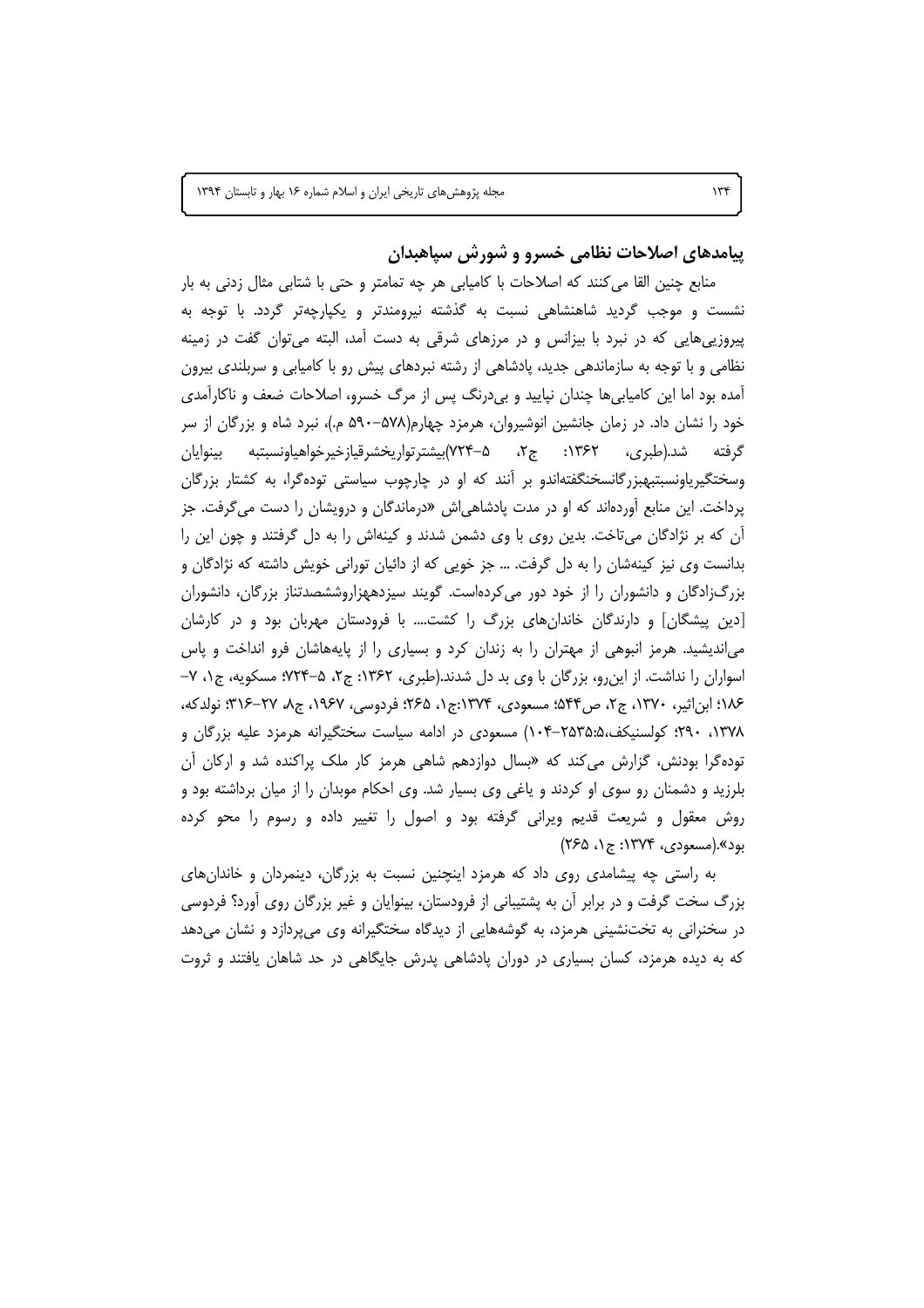## پیامدهای اصلاحات نظامی خسرو و شورش سپاهبدان

منابع چنین القا می‌کنند که اصلاحات با کامیابی هر چه تمامتر و حتی با شتابی مثال زدنی به بار نشست و موجب گردید شاهنشاهی نسبت به گذشته نیرومندتر و یکپارچه‌تر گردد. با توجه به پیروزیی‌هایی که در نبرد با بیزانس و در مرزهای شرقی به دست آمد، البته می‌توان گفت در زمینه نظامی و با توجه به سازماندهی جدید، پادشاهی از رشته نبردهای پیش رو با کامیابی و سربلندی بیرون آمده بود اما این کامیابی‌ها چندان نپایید و بی‌درنگ پس از مرگ خسرو، اصلاحات ضعف و ناکارآمدی خود را نشان داد. در زمان جانشین انوشیروان، هرمزد چهارم(۵۷۸–۵۹۰ م.)، نبرد شاه و بزرگان از سر گرفته شد.(طبری، ۱۳۶۲: ج۲، ۵–۷۲۴)بیشترتواریخشرقیازخیرخواهیاونسبتبه بینوایان وسختگیریاونسبتبهبزرگانسخنگفته‌اندو بر آنند که او در چارچوب سیاستی توده‌گرا، به کشتار بزرگان پرداخت. این منابع آورده‌اند که او در مدت پادشاهی‌اش «درماندگان و درویشان را دست می‌گرفت. جز آن که بر نژادگان می‌تاخت. بدین روی با وی دشمن شدند و کینه‌اش را به دل گرفتند و چون این را بدانست وی نیز کینه‌شان را به دل گرفت. ... جز خویی که از دائیان تورانی خویش داشته که نژادگان و بزرگ‌زادگان و دانشوران را از خود دور می‌کرده‌است. گویند سیزده‌هزاروششصدتناز بزرگان، دانشوران [دین پیشگان] و دارندگان خاندان‌های بزرگ را کشت.... با فرودستان مهربان بود و در کارشان می‌اندیشید. هرمز انبوهی از مهتران را به زندان کرد و بسیاری را از پایه‌هاشان فرو انداخت و پاس اسواران را نداشت. از این‌رو، بزرگان با وی بد دل شدند.(طبری، ۱۳۶۲: ج۲، ۵–۷۲۴؛ مسکویه، ج۱، ۷–۱۸۶؛ ابن‌اثیر، ۱۳۷۰، ج۲، ص۵۴۴؛ مسعودی، ۱۳۷۴:ج۱، ۲۶۵؛ فردوسی، ۱۹۶۷، ج۸، ۲۷–۳۱۶؛ نولدکه، ۱۳۷۸، ۲۹۰؛ کولسنیکف،۵:۲۵۳۵–۱۰۴) مسعودی در ادامه سیاست سختگیرانه هرمزد علیه بزرگان و توده‌گرا بودنش، گزارش می‌کند که «بسال دوازدهم شاهی هرمز کار ملک پراکنده شد و ارکان آن بلرزید و دشمنان رو سوی او کردند و یاغی وی بسیار شد. وی احکام موبدان را از میان برداشته بود و روش معقول و شریعت قدیم ویرانی گرفته بود و اصول را تغییر داده و رسوم را محو کرده بود».(مسعودی، ۱۳۷۴: ج۱، ۲۶۵)

به راستی چه پیشامدی روی داد که هرمزد اینچنین نسبت به بزرگان، دینمردان و خاندان‌های بزرگ سخت گرفت و در برابر آن به پشتیبانی از فرودستان، بینوایان و غیر بزرگان روی آورد؟ فردوسی در سخنرانی به تخت‌نشینی هرمزد، به گوشه‌هایی از دیدگاه سختگیرانه وی می‌پردازد و نشان می‌دهد که به دیده هرمزد، کسان بسیاری در دوران پادشاهی پدرش جایگاهی در حد شاهان یافتند و ثروت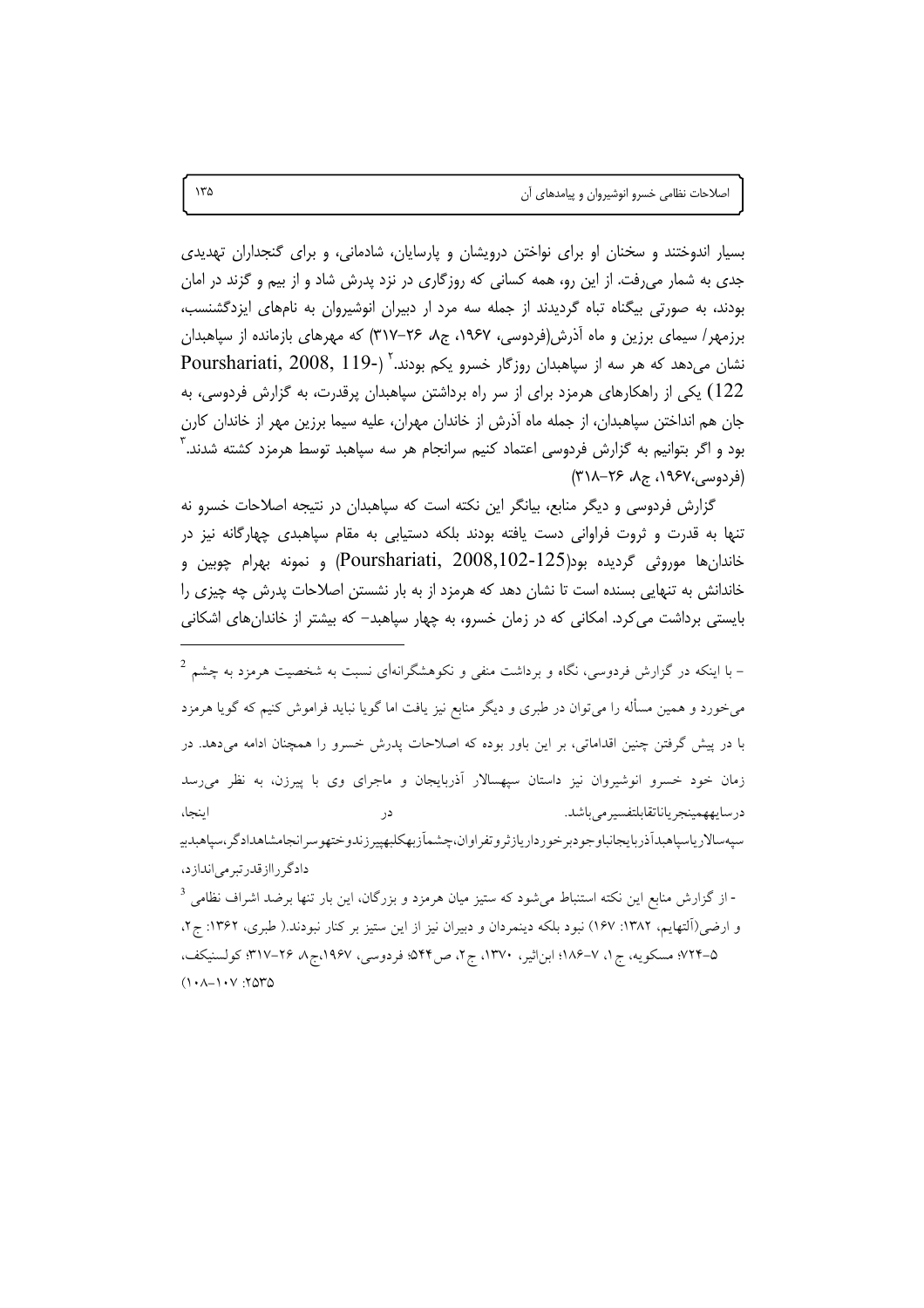بسیار اندوختند و سخنان او برای نواختن درویشان و پارسایان، شادمانی، و برای گنجداران تهدیدی جدی به شمار می‌رفت. از این رو، همه کسانی که روزگاری در نزد پدرش شاد و از بیم و گزند در امان بودند، به صورتی بیگناه تباه گردیدند از جمله سه مرد ار دبیران انوشیروان به نام‌های ایزدگشنسب، برزمهر/ سیمای برزین و ماه آذرش(فردوسی، ۱۹۶۷، ج۸، ۲۶-۳۱۷) که مهرهای بازمانده از سپاهبدان نشان می‌دهد که هر سه از سپاهبدان روزگار خسرو یکم بودند.[۲] (Pourshariati, 2008, 119-122) یکی از راهکارهای هرمزد برای از سر راه برداشتن سپاهبدان پرقدرت، به گزارش فردوسی، به جان هم انداختن سپاهبدان، از جمله ماه آذرش از خاندان مهران، علیه سیما برزین مهر از خاندان کارن بود و اگر بتوانیم به گزارش فردوسی اعتماد کنیم سرانجام هر سه سپاهبد توسط هرمزد کشته شدند.[۳] (فردوسی،۱۹۶۷، ج۸، ۲۶-۳۱۸)

گزارش فردوسی و دیگر منابع، بیانگر این نکته است که سپاهبدان در نتیجه اصلاحات خسرو نه تنها به قدرت و ثروت فراوانی دست یافته بودند بلکه دستیابی به مقام سپاهبدی چهارگانه نیز در خاندان‌ها موروثی گردیده بود(Pourshariati, 2008,102-125) و نمونه بهرام چوبین و خاندانش به تنهایی بسنده است تا نشان دهد که هرمزد از به بار نشستن اصلاحات پدرش چه چیزی را بایستی برداشت می‌کرد. امکانی که در زمان خسرو، به چهار سپاهبد- که بیشتر از خاندان‌های اشکانی

---

[۲] - با اینکه در گزارش فردوسی، نگاه و برداشت منفی و نکوهشگرانه‌ای نسبت به شخصیت هرمزد به چشم می‌خورد و همین مسأله را می‌توان در طبری و دیگر منابع نیز یافت اما گویا نباید فراموش کنیم که گویا هرمزد با در پیش گرفتن چنین اقداماتی، بر این باور بوده که اصلاحات پدرش خسرو را همچنان ادامه می‌دهد. در زمان خود خسرو انوشیروان نیز داستان سپهسالار آذربایجان و ماجرای وی با پیرزن، به نظر می‌رسد درسایههمینجریاناتقابلتفسیرمی‌باشد. در اینجا، سپهسالارپاسپاهبدآذربایجانباوجودبرخورداریازثروتفراوان،چشمآزبهکلبهپیرزندوختهوسرانجامشاهدادگر،سپاهبدبیدادگرراازقدرتبرمی‌اندازد،

[۳] - از گزارش منابع این نکته استنباط می‌شود که ستیز میان هرمزد و بزرگان، این بار تنها برضد اشراف نظامی و ارضی(آلتهایم، ۱۳۸۲: ۱۶۷) نبود بلکه دینمردان و دبیران نیز از این ستیز بر کنار نبودند.( طبری، ۱۳۶۲: ج۲، ۵-۷۲۴؛ مسکویه، ج ۱، ۷-۱۸۶؛ ابن‌اثیر، ۱۳۷۰، ج۲، ص۵۴۴؛ فردوسی، ۱۹۶۷،ج۸، ۲۶-۳۱۷؛ کولسنیکف، ۲۵۳۵: ۱۰۷-۱۰۸)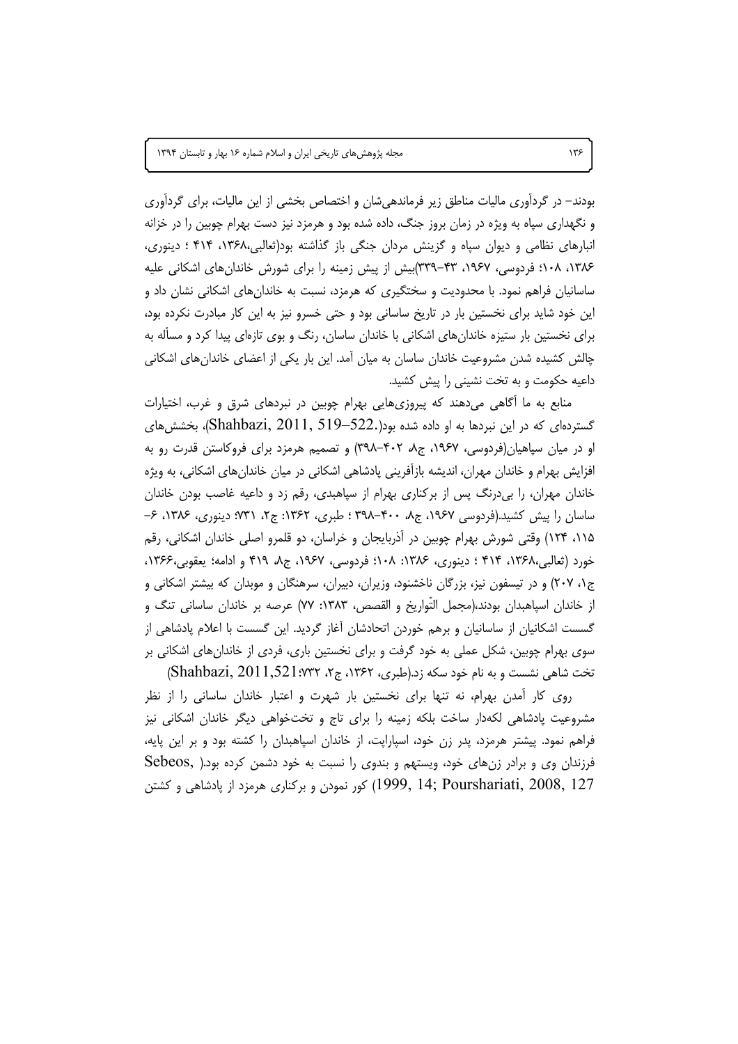بودند- در گردآوری مالیات مناطق زیر فرماندهی‌شان و اختصاص بخشی از این مالیات، برای گردآوری و نگهداری سپاه به ویژه در زمان بروز جنگ، داده شده بود و هرمزد نیز دست بهرام چوبین را در خزانه انبارهای نظامی و دیوان سپاه و گزینش مردان جنگی باز گذاشته بود(ثعالبی،۱۳۶۸، ۴۱۴ ؛ دینوری، ۱۳۸۶، ۱۰۸؛ فردوسی، ۱۹۶۷، ۴۳-۳۳۹)بیش از پیش زمینه را برای شورش خاندان‌های اشکانی علیه ساسانیان فراهم نمود. با محدودیت و سختگیری که هرمزد، نسبت به خاندان‌های اشکانی نشان داد و این خود شاید برای نخستین بار در تاریخ ساسانی بود و حتی خسرو نیز به این کار مبادرت نکرده بود، برای نخستین بار ستیزه خاندان‌های اشکانی با خاندان ساسان، رنگ و بوی تازه‌ای پیدا کرد و مسأله به چالش کشیده شدن مشروعیت خاندان ساسان به میان آمد. این بار یکی از اعضای خاندان‌های اشکانی داعیه حکومت و به تخت نشینی را پیش کشید.

منابع به ما آگاهی می‌دهند که پیروزی‌هایی بهرام چوبین در نبردهای شرق و غرب، اختیارات گسترده‌ای که در این نبردها به او داده شده بود(.Shahbazi, 2011, 519–522)، بخشش‌های او در میان سپاهیان(فردوسی، ۱۹۶۷، ج۸، ۴۰۲-۳۹۸) و تصمیم هرمزد برای فروکاستن قدرت رو به افزایش بهرام و خاندان مهران، اندیشه بازآفرینی پادشاهی اشکانی در میان خاندان‌های اشکانی، به ویژه خاندان مهران، را بی‌درنگ پس از برکناری بهرام از سپاهبدی، رقم زد و داعیه غاصب بودن خاندان ساسان را پیش کشید.(فردوسی ۱۹۶۷، ج۸، ۴۰۰-۳۹۸ ؛ طبری، ۱۳۶۲: ج۲، ۷۳۱؛ دینوری، ۱۳۸۶، ۶- ۱۱۵، ۱۲۴) وقتی شورش بهرام چوبین در آذربایجان و خراسان، دو قلمرو اصلی خاندان اشکانی، رقم خورد (ثعالبی،۱۳۶۸، ۴۱۴ ؛ دینوری، ۱۳۸۶: ۱۰۸؛ فردوسی، ۱۹۶۷، ج۸، ۴۱۹ و ادامه؛ یعقوبی،۱۳۶۶، ج۱، ۲۰۷) و در تیسفون نیز، بزرگان ناخشنود، وزیران، دبیران، سرهنگان و موبدان که بیشتر اشکانی و از خاندان اسپاهبدان بودند،(مجمل التّواریخ و القصص، ۱۳۸۳: ۷۷) عرصه بر خاندان ساسانی تنگ و گسست اشکانیان از ساسانیان و برهم خوردن اتحادشان آغاز گردید. این گسست با اعلام پادشاهی از سوی بهرام چوبین، شکل عملی به خود گرفت و برای نخستین باری، فردی از خاندان‌های اشکانی بر تخت شاهی نشست و به نام خود سکه زد.(طبری، ۱۳۶۲، ج۲، ۷۳۲؛Shahbazi, 2011,521)

روی کار آمدن بهرام، نه تنها برای نخستین بار شهرت و اعتبار خاندان ساسانی را از نظر مشروعیت پادشاهی لکه‌دار ساخت بلکه زمینه را برای تاج و تخت‌خواهی دیگر خاندان اشکانی نیز فراهم نمود. پیشتر هرمزد، پدر زن خود، اسپاراپت، از خاندان اسپاهبدان را کشته بود و بر این پایه، فرزندان وی و برادر زن‌های خود، ویستهم و بندوی را نسبت به خود دشمن کرده بود.( Sebeos, 1999, 14; Pourshariati, 2008, 127) کور نمودن و برکناری هرمزد از پادشاهی و کشتن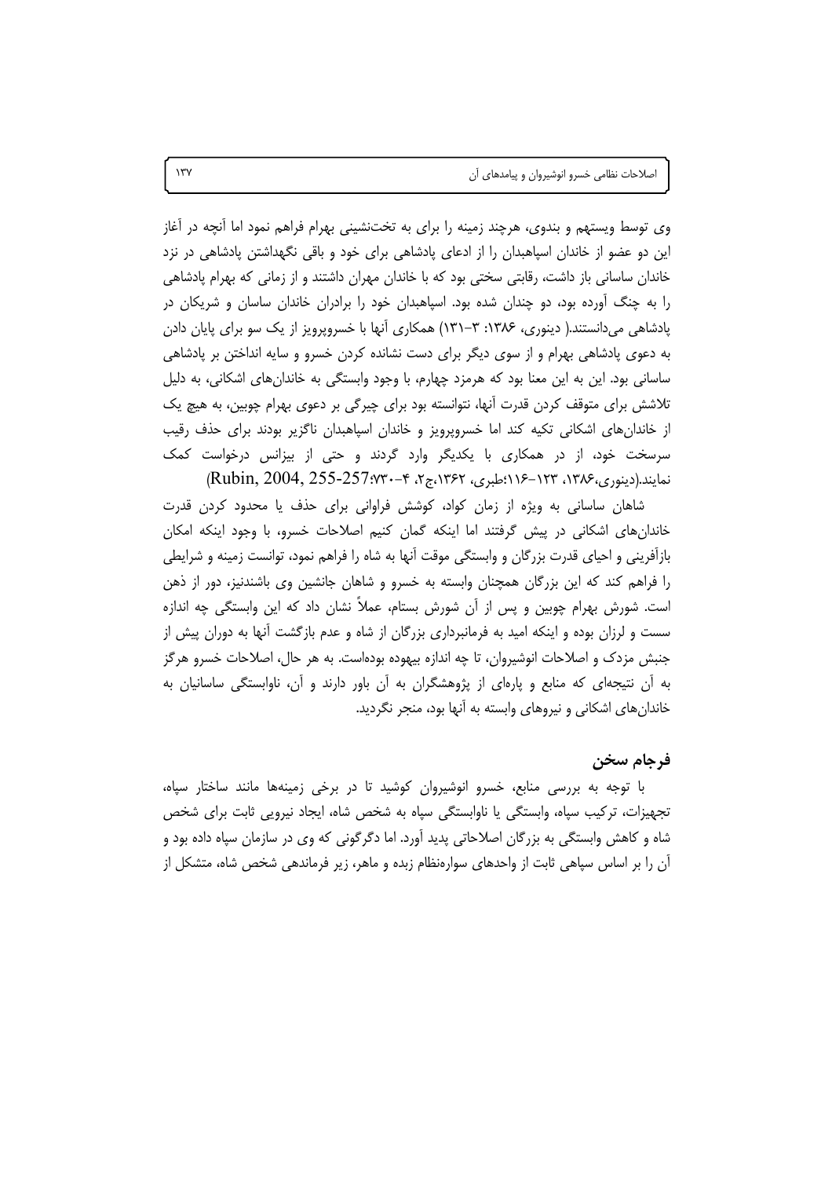وی توسط ویستهم و بندوی، هرچند زمینه را برای به تخت‌نشینی بهرام فراهم نمود اما آنچه در آغاز این دو عضو از خاندان اسپاهبدان را از ادعای پادشاهی برای خود و باقی نگهداشتن پادشاهی در نزد خاندان ساسانی باز داشت، رقابتی سختی بود که با خاندان مهران داشتند و از زمانی که بهرام پادشاهی را به چنگ آورده بود، دو چندان شده بود. اسپاهبدان خود را برادران خاندان ساسان و شریکان در پادشاهی می‌دانستند.( دینوری، ۱۳۸۶: ۳-۱۳۱) همکاری آنها با خسروپرویز از یک سو برای پایان دادن به دعوی پادشاهی بهرام و از سوی دیگر برای دست نشانده کردن خسرو و سایه انداختن بر پادشاهی ساسانی بود. این به این معنا بود که هرمزد چهارم، با وجود وابستگی به خاندان‌های اشکانی، به دلیل تلاشش برای متوقف کردن قدرت آنها، نتوانسته بود برای چیرگی بر دعوی بهرام چوبین، به هیچ یک از خاندان‌های اشکانی تکیه کند اما خسروپرویز و خاندان اسپاهبدان ناگزیر بودند برای حذف رقیب سرسخت خود، از در همکاری با یکدیگر وارد گردند و حتی از بیزانس درخواست کمک نمایند.(دینوری،۱۳۸۶، ۱۲۳-۱۱۶؛طبری، ۱۳۶۲،ج۲، ۴-۷۳۰؛Rubin, 2004, 255-257)

شاهان ساسانی به ویژه از زمان کواد، کوشش فراوانی برای حذف یا محدود کردن قدرت خاندان‌های اشکانی در پیش گرفتند اما اینکه گمان کنیم اصلاحات خسرو، با وجود اینکه امکان بازآفرینی و احیای قدرت بزرگان و وابستگی موقت آنها به شاه را فراهم نمود، توانست زمینه و شرایطی را فراهم کند که این بزرگان همچنان وابسته به خسرو و شاهان جانشین وی باشندنیز، دور از ذهن است. شورش بهرام چوبین و پس از آن شورش بستام، عملاً نشان داد که این وابستگی چه اندازه سست و لرزان بوده و اینکه امید به فرمانبرداری بزرگان از شاه و عدم بازگشت آنها به دوران پیش از جنبش مزدک و اصلاحات انوشیروان، تا چه اندازه بیهوده بوده‌است. به هر حال، اصلاحات خسرو هرگز به آن نتیجه‌ای که منابع و پاره‌ای از پژوهشگران به آن باور دارند و آن، ناوابستگی ساسانیان به خاندان‌های اشکانی و نیروهای وابسته به آنها بود، منجر نگردید.

## فرجام سخن

با توجه به بررسی منابع، خسرو انوشیروان کوشید تا در برخی زمینه‌ها مانند ساختار سپاه، تجهیزات، ترکیب سپاه، وابستگی یا ناوابستگی سپاه به شخص شاه، ایجاد نیرویی ثابت برای شخص شاه و کاهش وابستگی به بزرگان اصلاحاتی پدید آورد. اما دگرگونی که وی در سازمان سپاه داده بود و آن را بر اساس سپاهی ثابت از واحدهای سواره‌نظام زبده و ماهر، زیر فرماندهی شخص شاه، متشکل از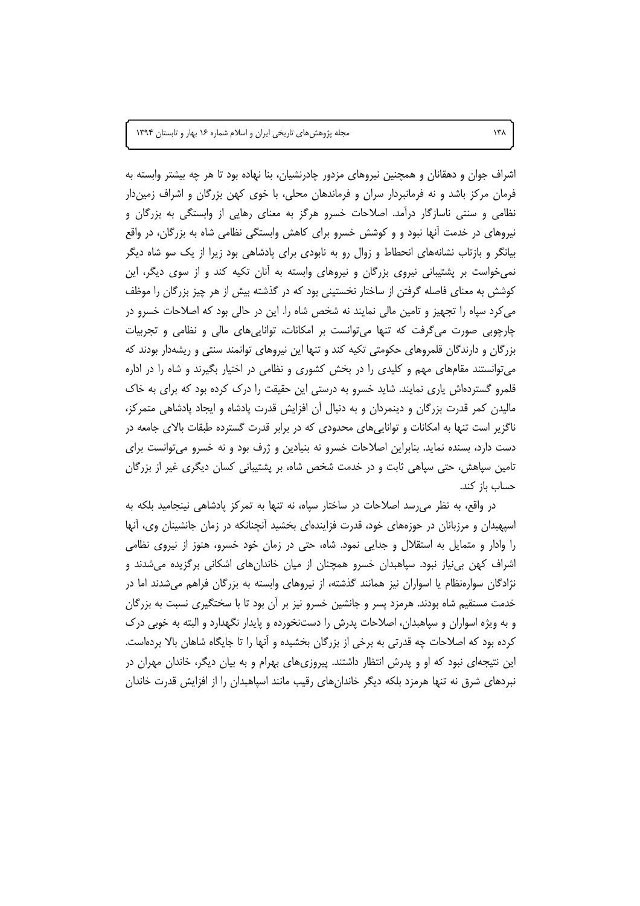اشراف جوان و دهقانان و همچنین نیروهای مزدور چادرنشیان، بنا نهاده بود تا هر چه بیشتر وابسته به فرمان مرکز باشد و نه فرمانبردار سران و فرماندهان محلی، با خوی کهن بزرگان و اشراف زمین‌دار نظامی و سنتی ناسازگار درآمد. اصلاحات خسرو هرگز به معنای رهایی از وابستگی به بزرگان و نیروهای در خدمت آنها نبود و و کوشش خسرو برای کاهش وابستگی نظامی شاه به بزرگان، در واقع بیانگر و بازتاب نشانه‌های انحطاط و زوال رو به نابودی برای پادشاهی بود زیرا از یک سو شاه دیگر نمی‌خواست بر پشتیبانی نیروی بزرگان و نیروهای وابسته به آنان تکیه کند و از سوی دیگر، این کوشش به معنای فاصله گرفتن از ساختار نخستینی بود که در گذشته بیش از هر چیز بزرگان را موظف می‌کرد سپاه را تجهیز و تامین مالی نمایند نه شخص شاه را. این در حالی بود که اصلاحات خسرو در چارچوبی صورت می‌گرفت که تنها می‌توانست بر امکانات، توانایی‌های مالی و نظامی و تجربیات بزرگان و دارندگان قلمروهای حکومتی تکیه کند و تنها این نیروهای توانمند سنتی و ریشه‌دار بودند که می‌توانستند مقام‌های مهم و کلیدی را در بخش کشوری و نظامی در اختیار بگیرند و شاه را در اداره قلمرو گسترده‌اش یاری نمایند. شاید خسرو به درستی این حقیقت را درک کرده بود که برای به خاک مالیدن کمر قدرت بزرگان و دینمردان و به دنبال آن افزایش قدرت پادشاه و ایجاد پادشاهی متمرکز، ناگزیر است تنها به امکانات و توانایی‌های محدودی که در برابر قدرت گسترده طبقات بالای جامعه در دست دارد، بسنده نماید. بنابراین اصلاحات خسرو نه بنیادین و ژرف بود و نه خسرو می‌توانست برای تامین سپاهش، حتی سپاهی ثابت و در خدمت شخص شاه، بر پشتیبانی کسان دیگری غیر از بزرگان حساب باز کند.

در واقع، به نظر می‌رسد اصلاحات در ساختار سپاه، نه تنها به تمرکز پادشاهی نینجامید بلکه به اسپهبدان و مرزبانان در حوزه‌های خود، قدرت فزاینده‌ای بخشید آنچنانکه در زمان جانشینان وی، آنها را وادار و متمایل به استقلال و جدایی نمود. شاه، حتی در زمان خود خسرو، هنوز از نیروی نظامی اشراف کهن بی‌نیاز نبود. سپاهبدان خسرو همچنان از میان خاندان‌های اشکانی برگزیده می‌شدند و نژادگان سواره‌نظام یا اسواران نیز همانند گذشته، از نیروهای وابسته به بزرگان فراهم می‌شدند اما در خدمت مستقیم شاه بودند. هرمزد پسر و جانشین خسرو نیز بر آن بود تا با سختگیری نسبت به بزرگان و به ویژه اسواران و سپاهبدان، اصلاحات پدرش را دست‌نخورده و پایدار نگهدارد و البته به خوبی درک کرده بود که اصلاحات چه قدرتی به برخی از بزرگان بخشیده و آنها را تا جایگاه شاهان بالا برده‌است. این نتیجه‌ای نبود که او و پدرش انتظار داشتند. پیروزی‌های بهرام و به بیان دیگر، خاندان مهران در نبردهای شرق نه تنها هرمزد بلکه دیگر خاندان‌های رقیب مانند اسپاهبدان را از افزایش قدرت خاندان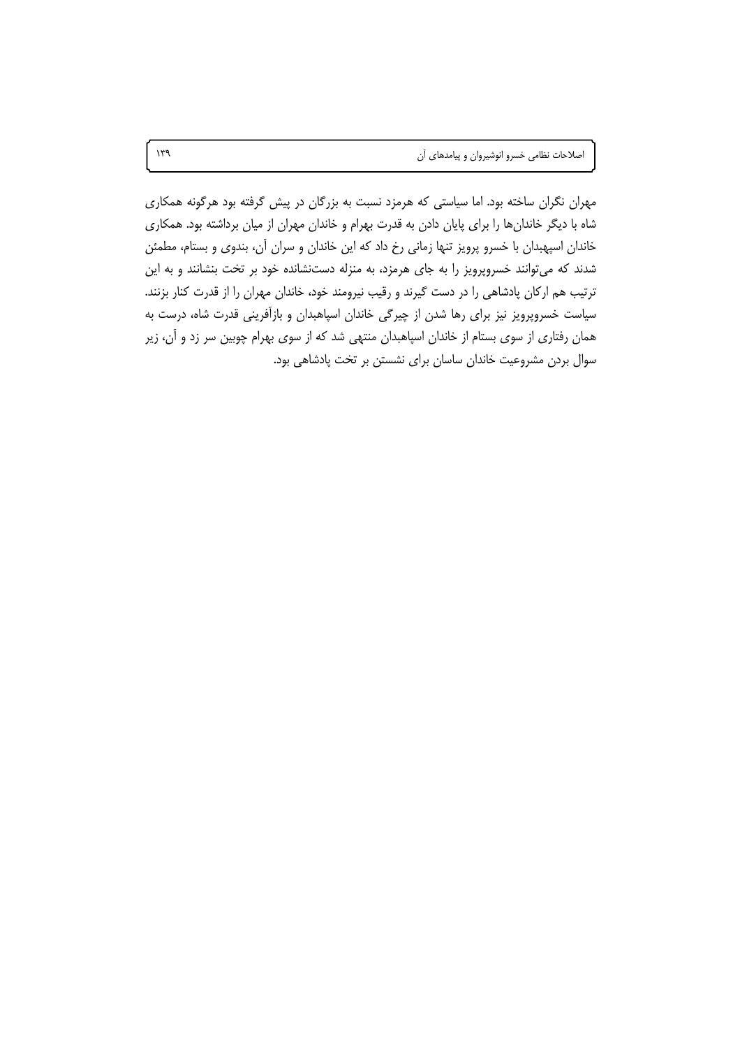مهران نگران ساخته بود. اما سیاستی که هرمزد نسبت به بزرگان در پیش گرفته بود هرگونه همکاری شاه با دیگر خاندان‌ها را برای پایان دادن به قدرت بهرام و خاندان مهران از میان برداشته بود. همکاری خاندان اسپهبدان با خسرو پرویز تنها زمانی رخ داد که این خاندان و سران آن، بندوی و بستام، مطمئن شدند که می‌توانند خسروپرویز را به جای هرمزد، به منزله دست‌نشانده خود بر تخت بنشانند و به این ترتیب هم ارکان پادشاهی را در دست گیرند و رقیب نیرومند خود، خاندان مهران را از قدرت کنار بزنند. سیاست خسروپرویز نیز برای رها شدن از چیرگی خاندان اسپاهبدان و بازآفرینی قدرت شاه، درست به همان رفتاری از سوی بستام از خاندان اسپاهبدان منتهی شد که از سوی بهرام چوبین سر زد و آن، زیر سوال بردن مشروعیت خاندان ساسان برای نشستن بر تخت پادشاهی بود.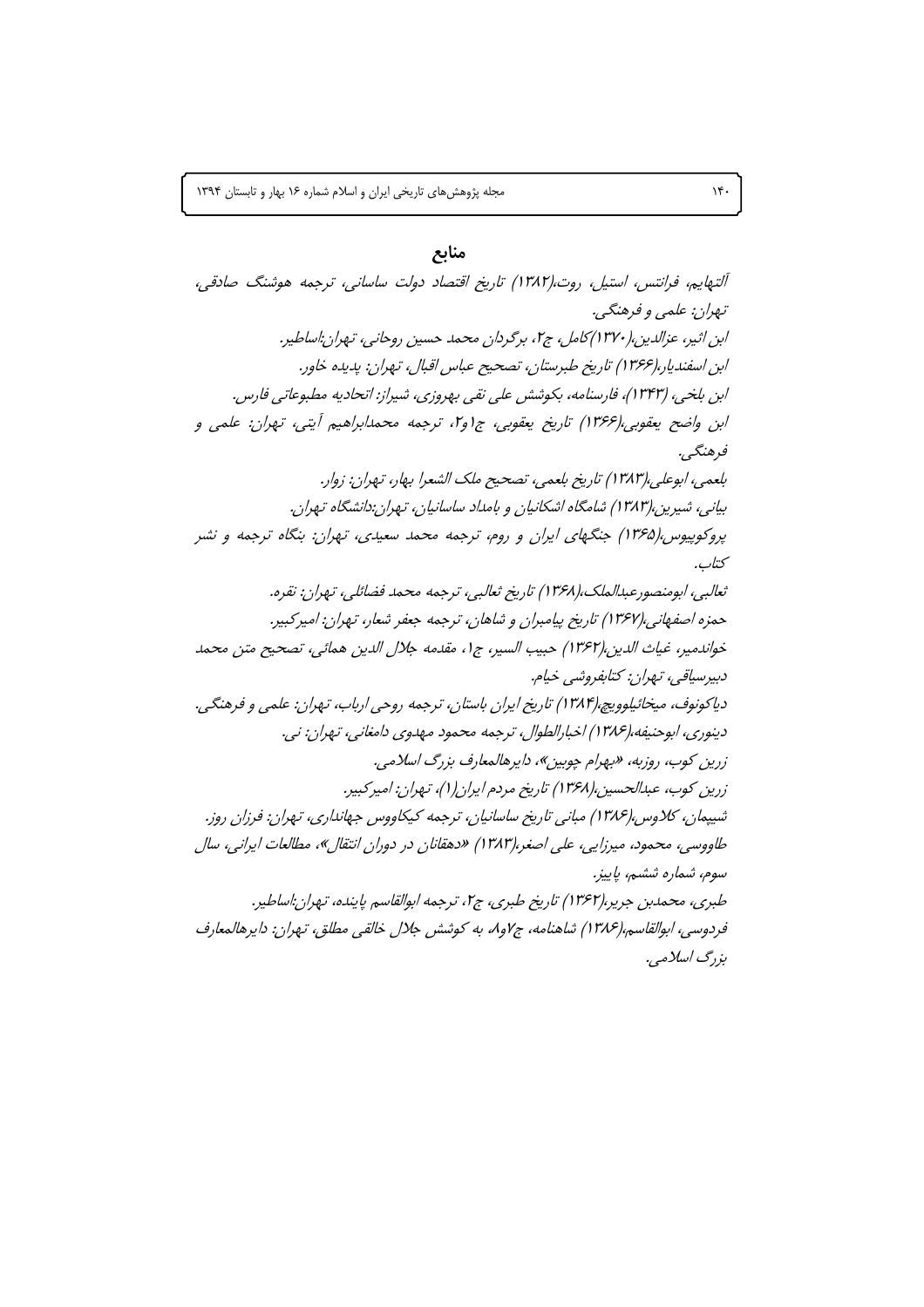## منابع

آلتهایم، فرانتس، استیل، روت،(۱۳۸۲) تاریخ اقتصاد دولت ساسانی، ترجمه هوشنگ صادقی، تهران: علمی و فرهنگی.

ابن اثیر، عزالدین،(۱۳۷۰) کامل، ج۲، برگردان محمد حسین روحانی، تهران:اساطیر.

ابن اسفندیار،(۱۳۶۶) تاریخ طبرستان، تصحیح عباس اقبال، تهران: پدیده خاور.

ابن بلخی، (۱۳۴۳)، فارسنامه، بکوشش علی نقی بهروزی، شیراز: اتحادیه مطبوعاتی فارس.

ابن واضح یعقوبی،(۱۳۶۶) تاریخ یعقوبی، ج۱و۲، ترجمه محمدابراهیم آیتی، تهران: علمی و فرهنگی.

بلعمی، ابوعلی،(۱۳۸۳) تاریخ بلعمی، تصحیح ملک الشعرا بهار، تهران: زوار.

بیانی، شیرین،(۱۳۸۳) شامگاه اشکانیان و بامداد ساسانیان، تهران:دانشگاه تهران.

پروکوپیوس،(۱۳۶۵) جنگهای ایران و روم، ترجمه محمد سعیدی، تهران: بنگاه ترجمه و نشر کتاب.

ثعالبی، ابومنصورعبدالملک،(۱۳۶۸) تاریخ ثعالبی، ترجمه محمد فضائلی، تهران: نقره.

حمزه اصفهانی،(۱۳۶۷) تاریخ پیامبران و شاهان، ترجمه جعفر شعار، تهران: امیرکبیر.

خواندمیر، غیاث الدین،(۱۳۶۲) حبیب السیر، ج۱، مقدمه جلال الدین همائی، تصحیح متن محمد دبیرسیاقی، تهران: کتابفروشی خیام.

دیاکونوف، میخائیلوویچ،(۱۳۸۴) تاریخ ایران باستان، ترجمه روحی ارباب، تهران: علمی و فرهنگی.

دینوری، ابوحنیفه،(۱۳۸۶) اخبارالطوال، ترجمه محمود مهدوی دامغانی، تهران: نی.

زرین کوب، روزبه، «بهرام چوبین»، دایرهالمعارف بزرگ اسلامی.

زرین کوب، عبدالحسین،(۱۳۶۸) تاریخ مردم ایران(۱)، تهران: امیرکبیر.

شیپمان، کلاوس،(۱۳۸۶) مبانی تاریخ ساسانیان، ترجمه کیکاووس جهانداری، تهران: فرزان روز.

طاووسی، محمود، میرزایی، علی اصغر،(۱۳۸۳) «دهقانان در دوران انتقال»، مطالعات ایرانی، سال سوم، شماره ششم، پاییز.

طبری، محمدبن جریر،(۱۳۶۲) تاریخ طبری، ج۲، ترجمه ابوالقاسم پاینده، تهران:اساطیر.

فردوسی، ابوالقاسم،(۱۳۸۶) شاهنامه، ج۷و۸، به کوشش جلال خالقی مطلق، تهران: دایرهالمعارف بزرگ اسلامی.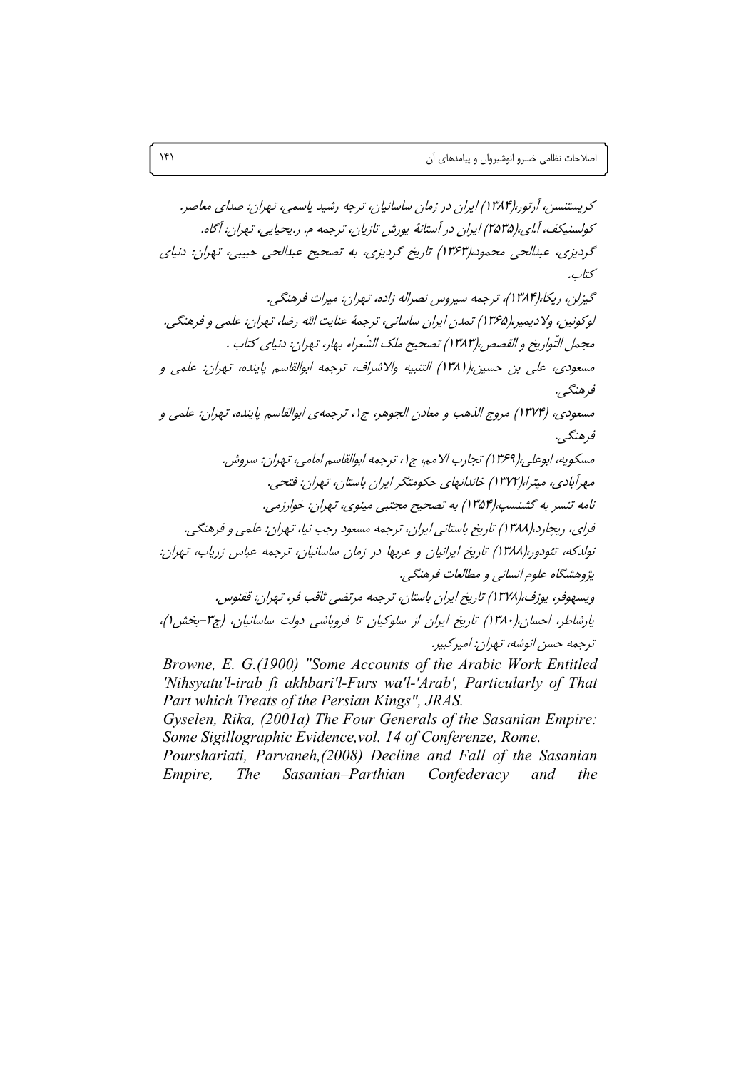کریستنسن، آرتور،(۱۳۸۴) ایران در زمان ساسانیان، ترجه رشید یاسمی، تهران: صدای معاصر.

کولسنیکف، آ.ای،(۲۵۳۵) ایران در آستانهٔ یورش تازیان، ترجمه م. ر.یحیایی، تهران: آگاه.

گردیزی، عبدالحی محمود،(۱۳۶۳) تاریخ گردیزی، به تصحیح عبدالحی حبیبی، تهران: دنیای کتاب.

گیزلن، ریکا،(۱۳۸۴)، ترجمه سیروس نصراله زاده، تهران: میراث فرهنگی.

لوکونین، ولادیمیر،(۱۳۶۵) تمدن ایران ساسانی، ترجمهٔ عنایت الله رضا، تهران: علمی و فرهنگی.

مجمل التّواریخ و القصص،(۱۳۸۳) تصحیح ملک الشّعراء بهار، تهران: دنیای کتاب .

مسعودی، علی بن حسین،(۱۳۸۱) التنبیه والاشراف، ترجمه ابوالقاسم پاینده، تهران: علمی و فرهنگی.

مسعودی، (۱۳۷۴) مروج الذهب و معادن الجوهر، ج۱، ترجمه‌ی ابوالقاسم پاینده، تهران: علمی و فرهنگی.

مسکویه، ابوعلی،(۱۳۶۹) تجارب الامم، ج۱، ترجمه ابوالقاسم امامی، تهران: سروش.

مهرآبادی، میترا،(۱۳۷۲) خاندانهای حکومتگر ایران باستان، تهران: فتحی.

نامه تنسر به گشنسپ،(۱۳۵۴) به تصحیح مجتبی مینوی، تهران: خوارزمی.

فرای، ریچارد،(۱۳۸۸) تاریخ باستانی ایران، ترجمه مسعود رجب نیا، تهران: علمی و فرهنگی.

نولدکه، تئودور،(۱۳۸۸) تاریخ ایرانیان و عربها در زمان ساسانیان، ترجمه عباس زریاب، تهران: پژوهشگاه علوم انسانی و مطالعات فرهنگی.

ویسهوفر، یوزف،(۱۳۷۸) تاریخ ایران باستان، ترجمه مرتضی ثاقب فر، تهران: ققنوس.

یارشاطر، احسان،(۱۳۸۰) تاریخ ایران از سلوکیان تا فروپاشی دولت ساسانیان، (ج۳-بخش۱)، ترجمه حسن انوشه، تهران: امیرکبیر.

*Browne, E. G.(1900) "Some Accounts of the Arabic Work Entitled 'Nihsyatu'l-irab fi akhbari'l-Furs wa'l-'Arab', Particularly of That Part which Treats of the Persian Kings", JRAS.*

*Gyselen, Rika, (2001a) The Four Generals of the Sasanian Empire: Some Sigillographic Evidence,vol. 14 of Conferenze, Rome.*

*Pourshariati, Parvaneh,(2008) Decline and Fall of the Sasanian Empire, The Sasanian–Parthian Confederacy and the*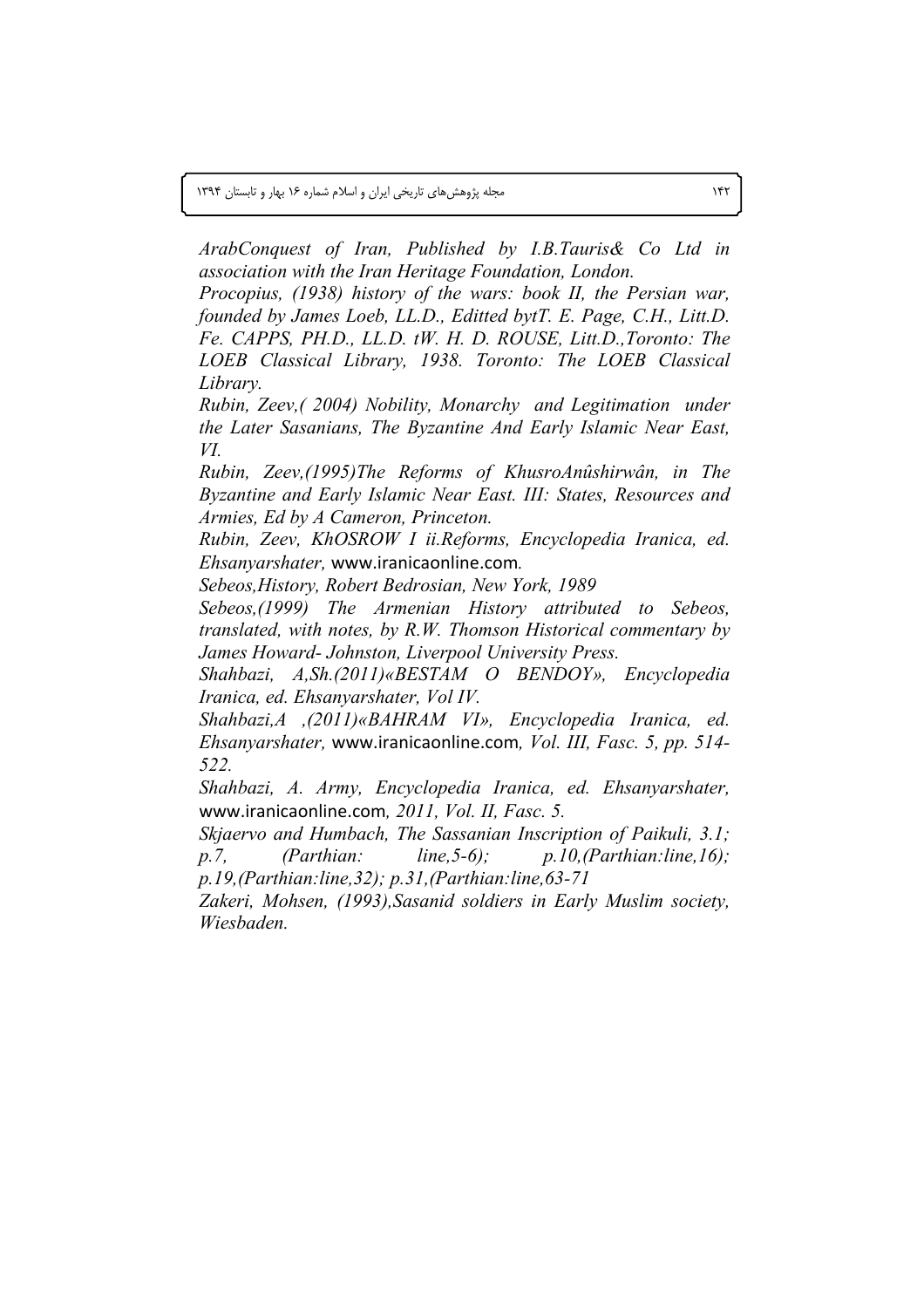*ArabConquest of Iran, Published by I.B.Tauris& Co Ltd in association with the Iran Heritage Foundation, London.*

*Procopius, (1938) history of the wars: book II, the Persian war, founded by James Loeb, LL.D., Editted bytT. E. Page, C.H., Litt.D. Fe. CAPPS, PH.D., LL.D. tW. H. D. ROUSE, Litt.D.,Toronto: The LOEB Classical Library, 1938. Toronto: The LOEB Classical Library.*

*Rubin, Zeev,( 2004) Nobility, Monarchy and Legitimation under the Later Sasanians, The Byzantine And Early Islamic Near East, VI.*

*Rubin, Zeev,(1995)The Reforms of KhusroAnûshirwân, in The Byzantine and Early Islamic Near East. III: States, Resources and Armies, Ed by A Cameron, Princeton.*

*Rubin, Zeev, KhOSROW I ii.Reforms, Encyclopedia Iranica, ed. Ehsanyarshater,* www.iranicaonline.com.

*Sebeos,History, Robert Bedrosian, New York, 1989*

*Sebeos,(1999) The Armenian History attributed to Sebeos, translated, with notes, by R.W. Thomson Historical commentary by James Howard- Johnston, Liverpool University Press.*

*Shahbazi, A,Sh.(2011)«BESTAM O BENDOY», Encyclopedia Iranica, ed. Ehsanyarshater, Vol IV.*

*Shahbazi,A ,(2011)«BAHRAM VI», Encyclopedia Iranica, ed. Ehsanyarshater,* www.iranicaonline.com, *Vol. III, Fasc. 5, pp. 514-522.*

*Shahbazi, A. Army, Encyclopedia Iranica, ed. Ehsanyarshater,* www.iranicaonline.com, *2011, Vol. II, Fasc. 5.*

*Skjaervo and Humbach, The Sassanian Inscription of Paikuli, 3.1; p.7, (Parthian: line,5-6); p.10,(Parthian:line,16); p.19,(Parthian:line,32); p.31,(Parthian:line,63-71*

*Zakeri, Mohsen, (1993),Sasanid soldiers in Early Muslim society, Wiesbaden.*